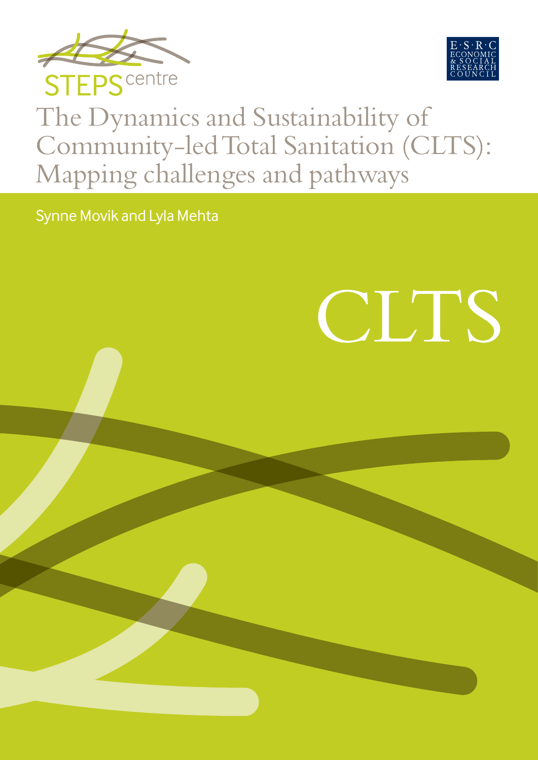STEPS centre

ESRC ECONOMIC & SOCIAL RESEARCH COUNCIL

# The Dynamics and Sustainability of Community-led Total Sanitation (CLTS): Mapping challenges and pathways

Synne Movik and Lyla Mehta

CLTS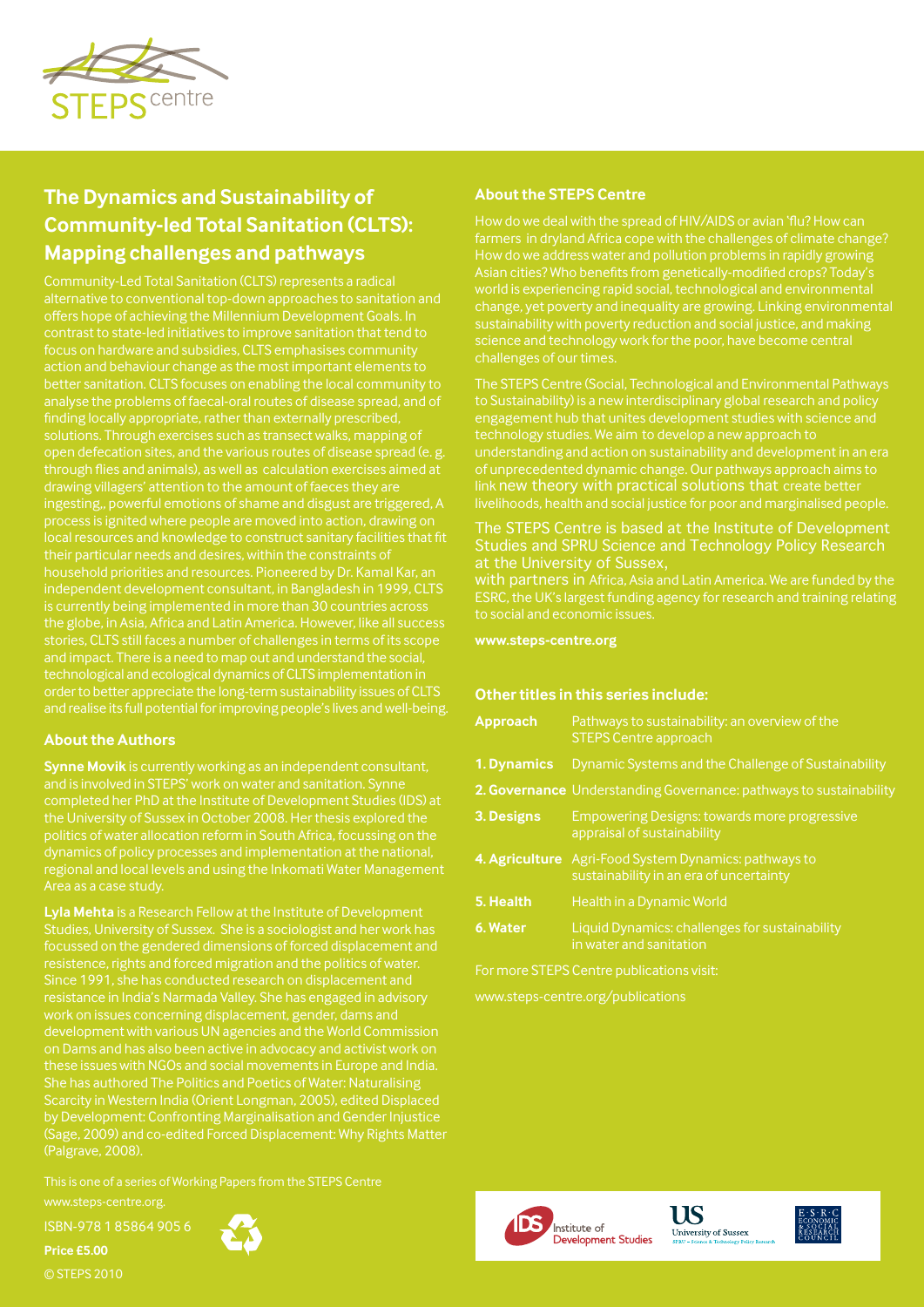STEPS centre

## The Dynamics and Sustainability of Community-led Total Sanitation (CLTS): Mapping challenges and pathways

Community-Led Total Sanitation (CLTS) represents a radical alternative to conventional top-down approaches to sanitation and offers hope of achieving the Millennium Development Goals. In contrast to state-led initiatives to improve sanitation that tend to focus on hardware and subsidies, CLTS emphasises community action and behaviour change as the most important elements to better sanitation. CLTS focuses on enabling the local community to analyse the problems of faecal-oral routes of disease spread, and of finding locally appropriate, rather than externally prescribed, solutions. Through exercises such as transect walks, mapping of open defecation sites, and the various routes of disease spread (e. g. through flies and animals), as well as calculation exercises aimed at drawing villagers' attention to the amount of faeces they are ingesting,, powerful emotions of shame and disgust are triggered, A process is ignited where people are moved into action, drawing on local resources and knowledge to construct sanitary facilities that fit their particular needs and desires, within the constraints of household priorities and resources. Pioneered by Dr. Kamal Kar, an independent development consultant, in Bangladesh in 1999, CLTS is currently being implemented in more than 30 countries across the globe, in Asia, Africa and Latin America. However, like all success stories, CLTS still faces a number of challenges in terms of its scope and impact. There is a need to map out and understand the social, technological and ecological dynamics of CLTS implementation in order to better appreciate the long-term sustainability issues of CLTS and realise its full potential for improving people's lives and well-being.

### About the Authors

**Synne Movik** is currently working as an independent consultant, and is involved in STEPS' work on water and sanitation. Synne completed her PhD at the Institute of Development Studies (IDS) at the University of Sussex in October 2008. Her thesis explored the politics of water allocation reform in South Africa, focussing on the dynamics of policy processes and implementation at the national, regional and local levels and using the Inkomati Water Management Area as a case study.

**Lyla Mehta** is a Research Fellow at the Institute of Development Studies, University of Sussex. She is a sociologist and her work has focussed on the gendered dimensions of forced displacement and resistence, rights and forced migration and the politics of water. Since 1991, she has conducted research on displacement and resistance in India's Narmada Valley. She has engaged in advisory work on issues concerning displacement, gender, dams and development with various UN agencies and the World Commission on Dams and has also been active in advocacy and activist work on these issues with NGOs and social movements in Europe and India. She has authored The Politics and Poetics of Water: Naturalising Scarcity in Western India (Orient Longman, 2005), edited Displaced by Development: Confronting Marginalisation and Gender Injustice (Sage, 2009) and co-edited Forced Displacement: Why Rights Matter (Palgrave, 2008).

This is one of a series of Working Papers from the STEPS Centre www.steps-centre.org.

ISBN-978 1 85864 905 6

**Price £5.00**

© STEPS 2010

### About the STEPS Centre

How do we deal with the spread of HIV/AIDS or avian 'flu? How can farmers in dryland Africa cope with the challenges of climate change? How do we address water and pollution problems in rapidly growing Asian cities? Who benefits from genetically-modified crops? Today's world is experiencing rapid social, technological and environmental change, yet poverty and inequality are growing. Linking environmental sustainability with poverty reduction and social justice, and making science and technology work for the poor, have become central challenges of our times.

The STEPS Centre (Social, Technological and Environmental Pathways to Sustainability) is a new interdisciplinary global research and policy engagement hub that unites development studies with science and technology studies. We aim to develop a new approach to understanding and action on sustainability and development in an era of unprecedented dynamic change. Our pathways approach aims to link new theory with practical solutions that create better livelihoods, health and social justice for poor and marginalised people.

The STEPS Centre is based at the Institute of Development Studies and SPRU Science and Technology Policy Research at the University of Sussex, with partners in Africa, Asia and Latin America. We are funded by the ESRC, the UK's largest funding agency for research and training relating to social and economic issues.

**www.steps-centre.org**

### Other titles in this series include:

| | |
|---|---|
| **Approach** | Pathways to sustainability: an overview of the STEPS Centre approach |
| **1. Dynamics** | Dynamic Systems and the Challenge of Sustainability |
| **2. Governance** | Understanding Governance: pathways to sustainability |
| **3. Designs** | Empowering Designs: towards more progressive appraisal of sustainability |
| **4. Agriculture** | Agri-Food System Dynamics: pathways to sustainability in an era of uncertainty |
| **5. Health** | Health in a Dynamic World |
| **6. Water** | Liquid Dynamics: challenges for sustainability in water and sanitation |

For more STEPS Centre publications visit:

www.steps-centre.org/publications

IDS Institute of Development Studies | US University of Sussex SPRU – Science & Technology Policy Research | E·S·R·C Economic & Social Research Council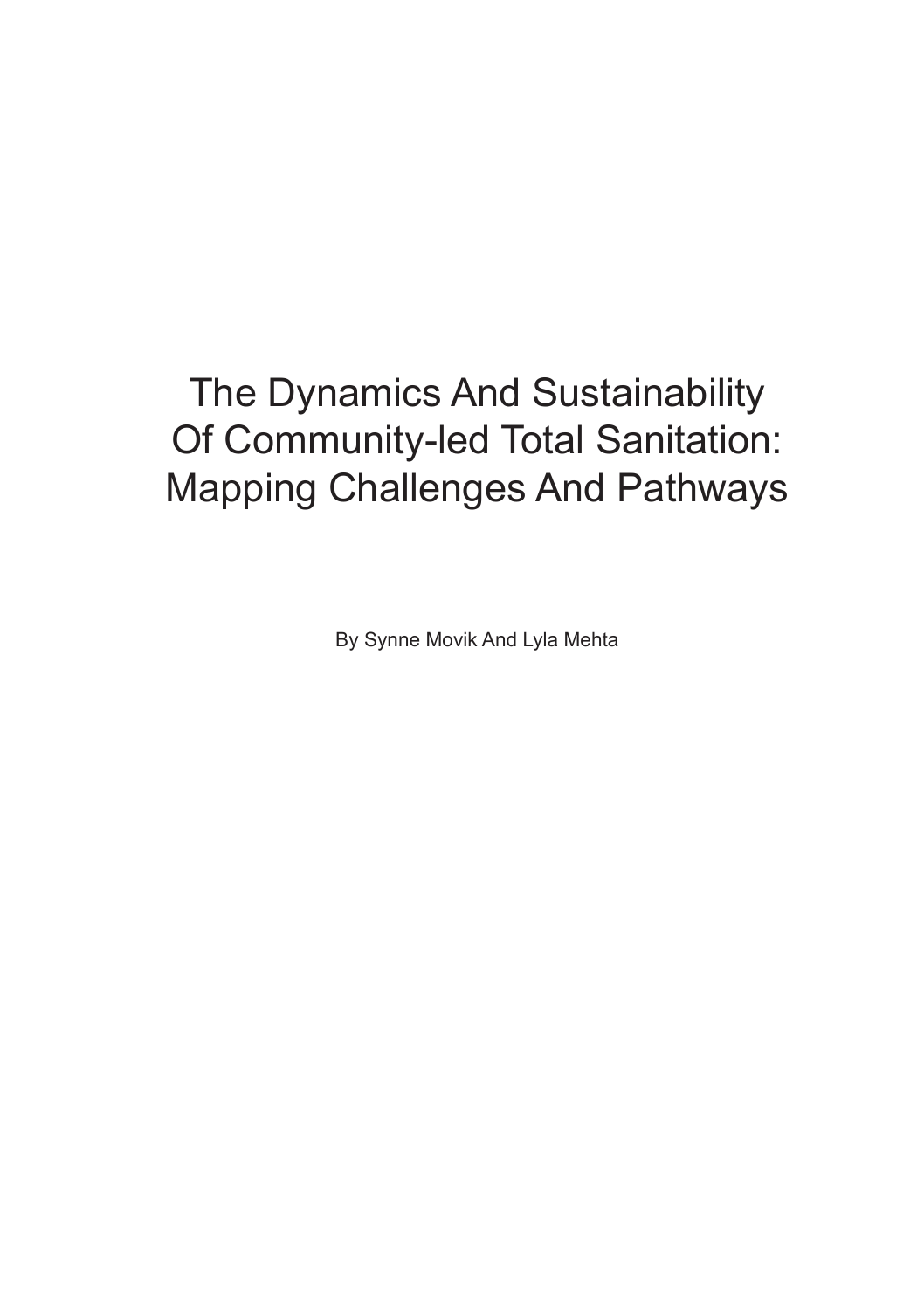# The Dynamics And Sustainability Of Community-led Total Sanitation: Mapping Challenges And Pathways

By Synne Movik And Lyla Mehta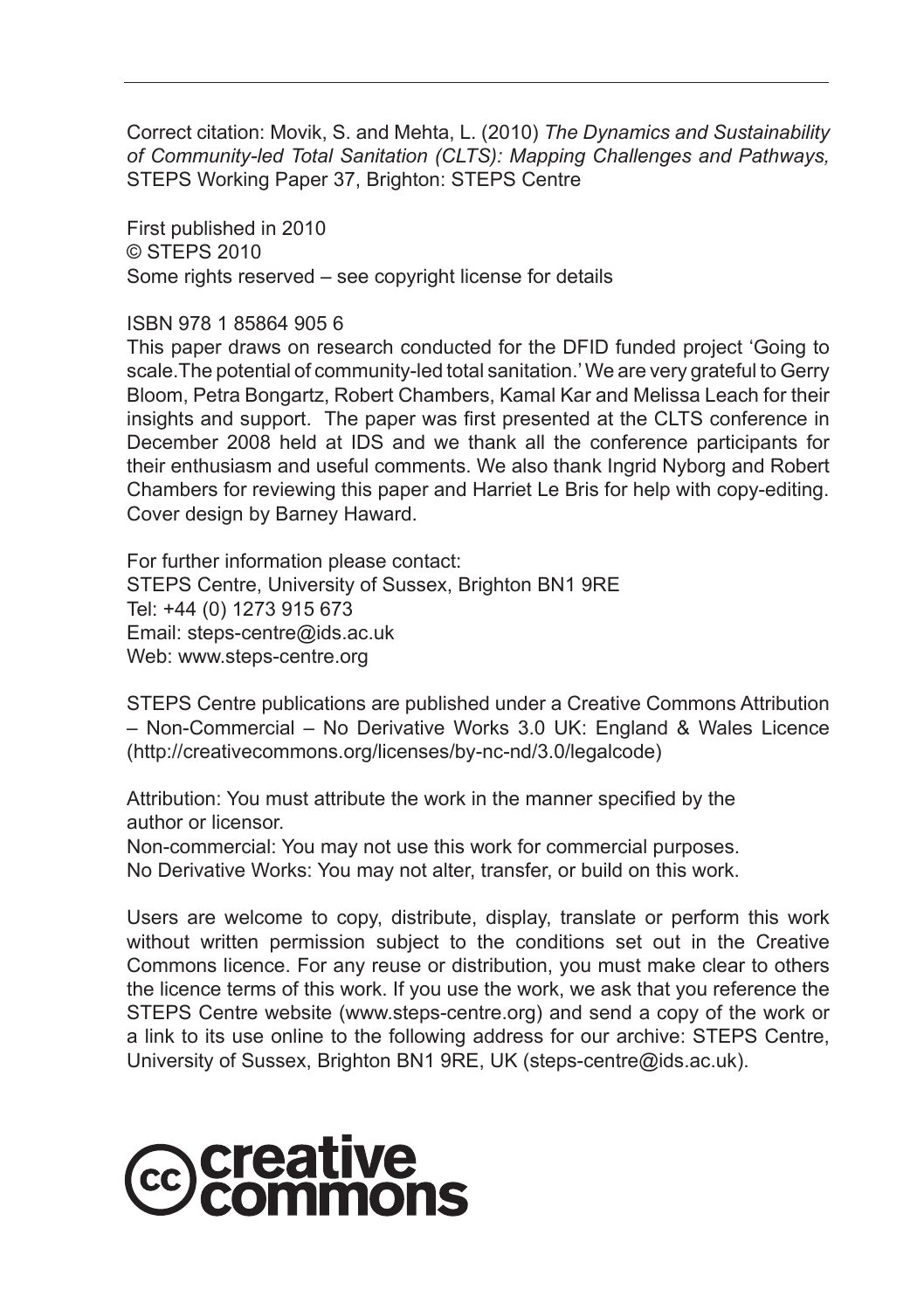Correct citation: Movik, S. and Mehta, L. (2010) *The Dynamics and Sustainability of Community-led Total Sanitation (CLTS): Mapping Challenges and Pathways,* STEPS Working Paper 37, Brighton: STEPS Centre

First published in 2010
© STEPS 2010
Some rights reserved – see copyright license for details

ISBN 978 1 85864 905 6
This paper draws on research conducted for the DFID funded project 'Going to scale.The potential of community-led total sanitation.' We are very grateful to Gerry Bloom, Petra Bongartz, Robert Chambers, Kamal Kar and Melissa Leach for their insights and support. The paper was first presented at the CLTS conference in December 2008 held at IDS and we thank all the conference participants for their enthusiasm and useful comments. We also thank Ingrid Nyborg and Robert Chambers for reviewing this paper and Harriet Le Bris for help with copy-editing. Cover design by Barney Haward.

For further information please contact:
STEPS Centre, University of Sussex, Brighton BN1 9RE
Tel: +44 (0) 1273 915 673
Email: steps-centre@ids.ac.uk
Web: www.steps-centre.org

STEPS Centre publications are published under a Creative Commons Attribution – Non-Commercial – No Derivative Works 3.0 UK: England & Wales Licence (http://creativecommons.org/licenses/by-nc-nd/3.0/legalcode)

Attribution: You must attribute the work in the manner specified by the author or licensor.
Non-commercial: You may not use this work for commercial purposes.
No Derivative Works: You may not alter, transfer, or build on this work.

Users are welcome to copy, distribute, display, translate or perform this work without written permission subject to the conditions set out in the Creative Commons licence. For any reuse or distribution, you must make clear to others the licence terms of this work. If you use the work, we ask that you reference the STEPS Centre website (www.steps-centre.org) and send a copy of the work or a link to its use online to the following address for our archive: STEPS Centre, University of Sussex, Brighton BN1 9RE, UK (steps-centre@ids.ac.uk).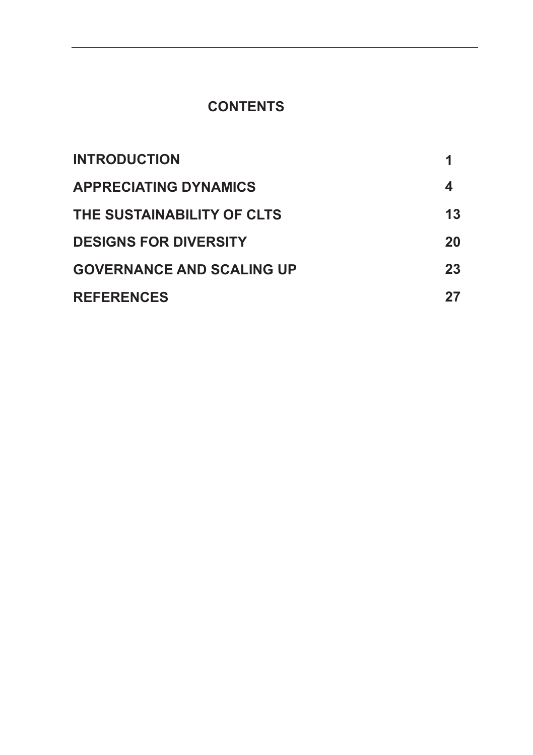# CONTENTS

| | |
|---|---|
| **INTRODUCTION** | **1** |
| **APPRECIATING DYNAMICS** | **4** |
| **THE SUSTAINABILITY OF CLTS** | **13** |
| **DESIGNS FOR DIVERSITY** | **20** |
| **GOVERNANCE AND SCALING UP** | **23** |
| **REFERENCES** | **27** |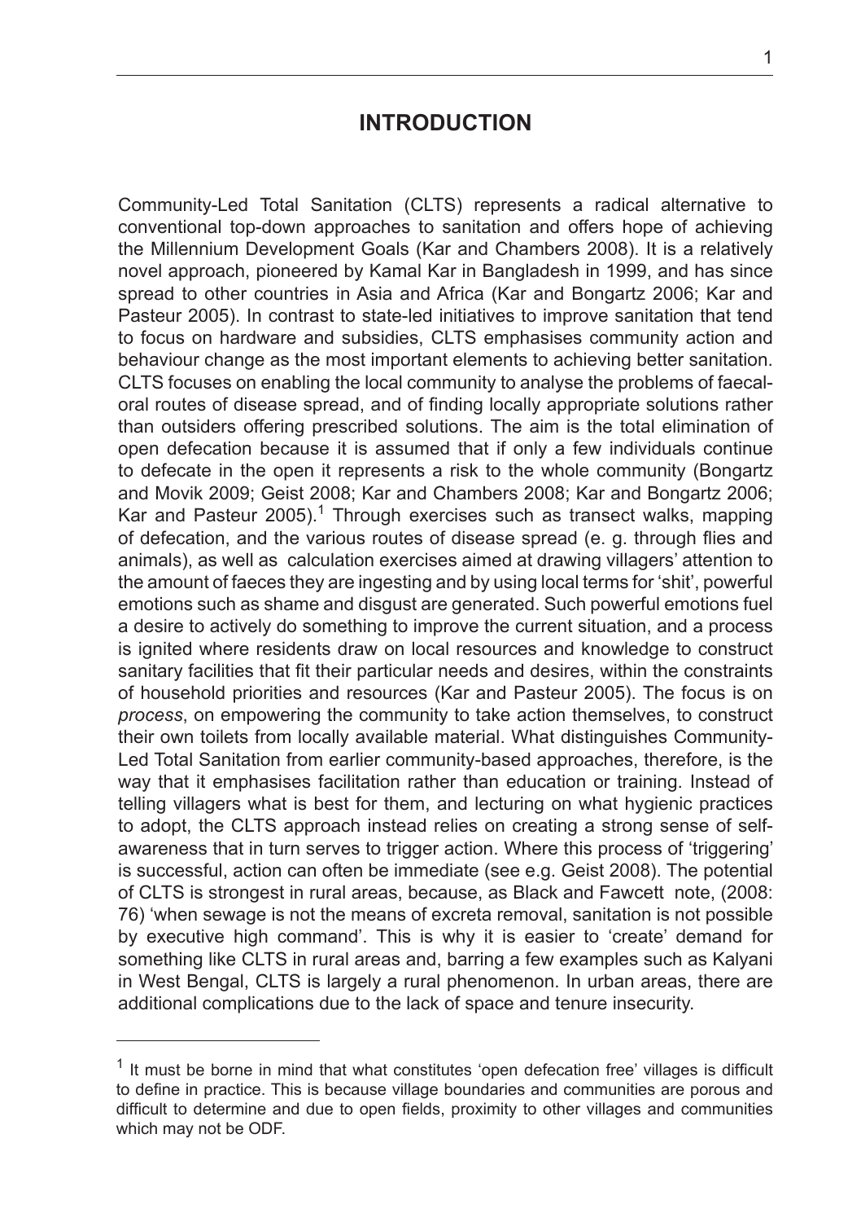# INTRODUCTION

Community-Led Total Sanitation (CLTS) represents a radical alternative to conventional top-down approaches to sanitation and offers hope of achieving the Millennium Development Goals (Kar and Chambers 2008). It is a relatively novel approach, pioneered by Kamal Kar in Bangladesh in 1999, and has since spread to other countries in Asia and Africa (Kar and Bongartz 2006; Kar and Pasteur 2005). In contrast to state-led initiatives to improve sanitation that tend to focus on hardware and subsidies, CLTS emphasises community action and behaviour change as the most important elements to achieving better sanitation. CLTS focuses on enabling the local community to analyse the problems of faecal-oral routes of disease spread, and of finding locally appropriate solutions rather than outsiders offering prescribed solutions. The aim is the total elimination of open defecation because it is assumed that if only a few individuals continue to defecate in the open it represents a risk to the whole community (Bongartz and Movik 2009; Geist 2008; Kar and Chambers 2008; Kar and Bongartz 2006; Kar and Pasteur 2005).[1] Through exercises such as transect walks, mapping of defecation, and the various routes of disease spread (e. g. through flies and animals), as well as calculation exercises aimed at drawing villagers' attention to the amount of faeces they are ingesting and by using local terms for 'shit', powerful emotions such as shame and disgust are generated. Such powerful emotions fuel a desire to actively do something to improve the current situation, and a process is ignited where residents draw on local resources and knowledge to construct sanitary facilities that fit their particular needs and desires, within the constraints of household priorities and resources (Kar and Pasteur 2005). The focus is on *process*, on empowering the community to take action themselves, to construct their own toilets from locally available material. What distinguishes Community-Led Total Sanitation from earlier community-based approaches, therefore, is the way that it emphasises facilitation rather than education or training. Instead of telling villagers what is best for them, and lecturing on what hygienic practices to adopt, the CLTS approach instead relies on creating a strong sense of self-awareness that in turn serves to trigger action. Where this process of 'triggering' is successful, action can often be immediate (see e.g. Geist 2008). The potential of CLTS is strongest in rural areas, because, as Black and Fawcett note, (2008: 76) 'when sewage is not the means of excreta removal, sanitation is not possible by executive high command'. This is why it is easier to 'create' demand for something like CLTS in rural areas and, barring a few examples such as Kalyani in West Bengal, CLTS is largely a rural phenomenon. In urban areas, there are additional complications due to the lack of space and tenure insecurity.

[1] It must be borne in mind that what constitutes 'open defecation free' villages is difficult to define in practice. This is because village boundaries and communities are porous and difficult to determine and due to open fields, proximity to other villages and communities which may not be ODF.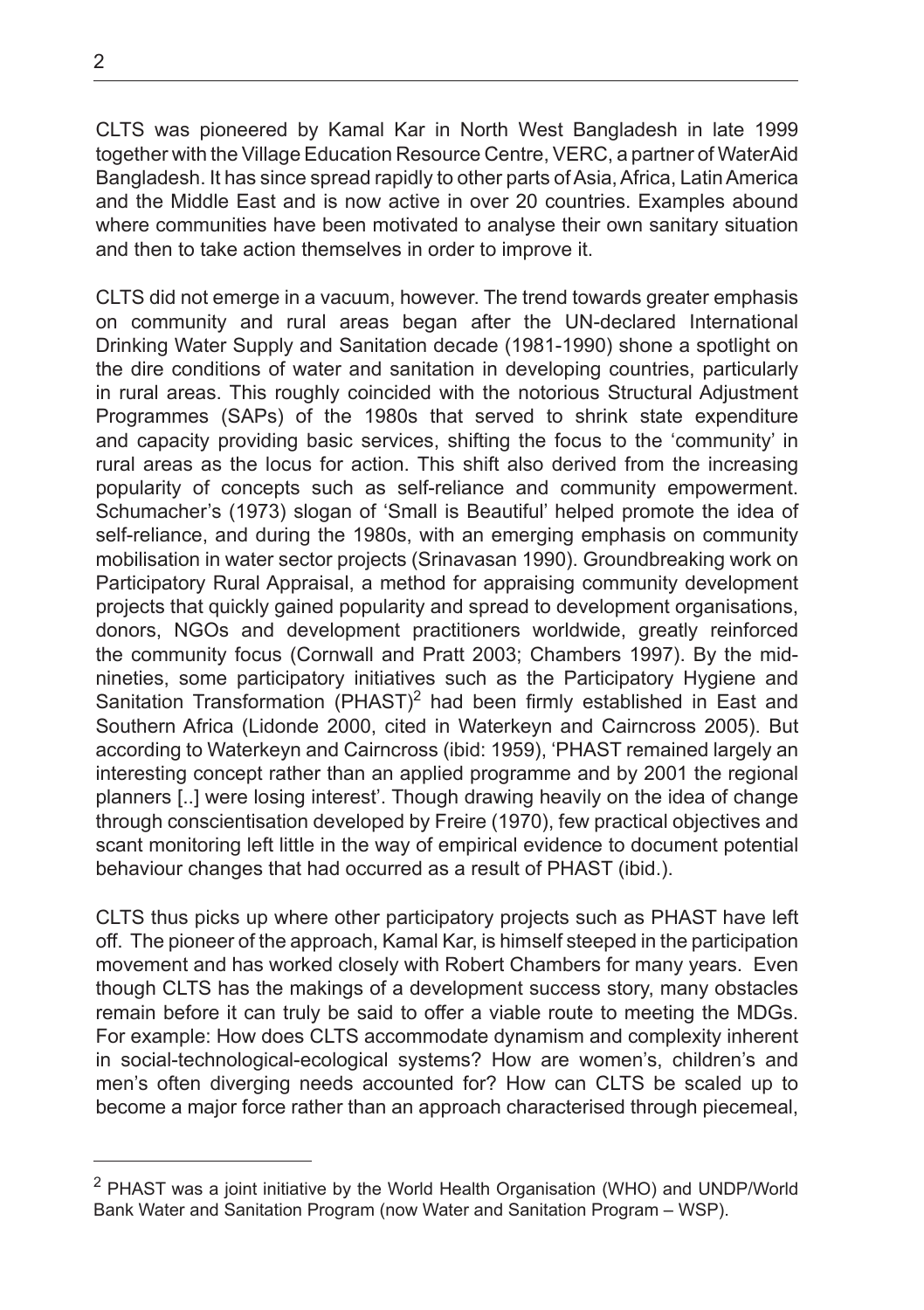CLTS was pioneered by Kamal Kar in North West Bangladesh in late 1999 together with the Village Education Resource Centre, VERC, a partner of WaterAid Bangladesh. It has since spread rapidly to other parts of Asia, Africa, Latin America and the Middle East and is now active in over 20 countries. Examples abound where communities have been motivated to analyse their own sanitary situation and then to take action themselves in order to improve it.

CLTS did not emerge in a vacuum, however. The trend towards greater emphasis on community and rural areas began after the UN-declared International Drinking Water Supply and Sanitation decade (1981-1990) shone a spotlight on the dire conditions of water and sanitation in developing countries, particularly in rural areas. This roughly coincided with the notorious Structural Adjustment Programmes (SAPs) of the 1980s that served to shrink state expenditure and capacity providing basic services, shifting the focus to the 'community' in rural areas as the locus for action. This shift also derived from the increasing popularity of concepts such as self-reliance and community empowerment. Schumacher's (1973) slogan of 'Small is Beautiful' helped promote the idea of self-reliance, and during the 1980s, with an emerging emphasis on community mobilisation in water sector projects (Srinavasan 1990). Groundbreaking work on Participatory Rural Appraisal, a method for appraising community development projects that quickly gained popularity and spread to development organisations, donors, NGOs and development practitioners worldwide, greatly reinforced the community focus (Cornwall and Pratt 2003; Chambers 1997). By the mid-nineties, some participatory initiatives such as the Participatory Hygiene and Sanitation Transformation (PHAST)[2] had been firmly established in East and Southern Africa (Lidonde 2000, cited in Waterkeyn and Cairncross 2005). But according to Waterkeyn and Cairncross (ibid: 1959), 'PHAST remained largely an interesting concept rather than an applied programme and by 2001 the regional planners [..] were losing interest'. Though drawing heavily on the idea of change through conscientisation developed by Freire (1970), few practical objectives and scant monitoring left little in the way of empirical evidence to document potential behaviour changes that had occurred as a result of PHAST (ibid.).

CLTS thus picks up where other participatory projects such as PHAST have left off. The pioneer of the approach, Kamal Kar, is himself steeped in the participation movement and has worked closely with Robert Chambers for many years. Even though CLTS has the makings of a development success story, many obstacles remain before it can truly be said to offer a viable route to meeting the MDGs. For example: How does CLTS accommodate dynamism and complexity inherent in social-technological-ecological systems? How are women's, children's and men's often diverging needs accounted for? How can CLTS be scaled up to become a major force rather than an approach characterised through piecemeal,

---

[2] PHAST was a joint initiative by the World Health Organisation (WHO) and UNDP/World Bank Water and Sanitation Program (now Water and Sanitation Program – WSP).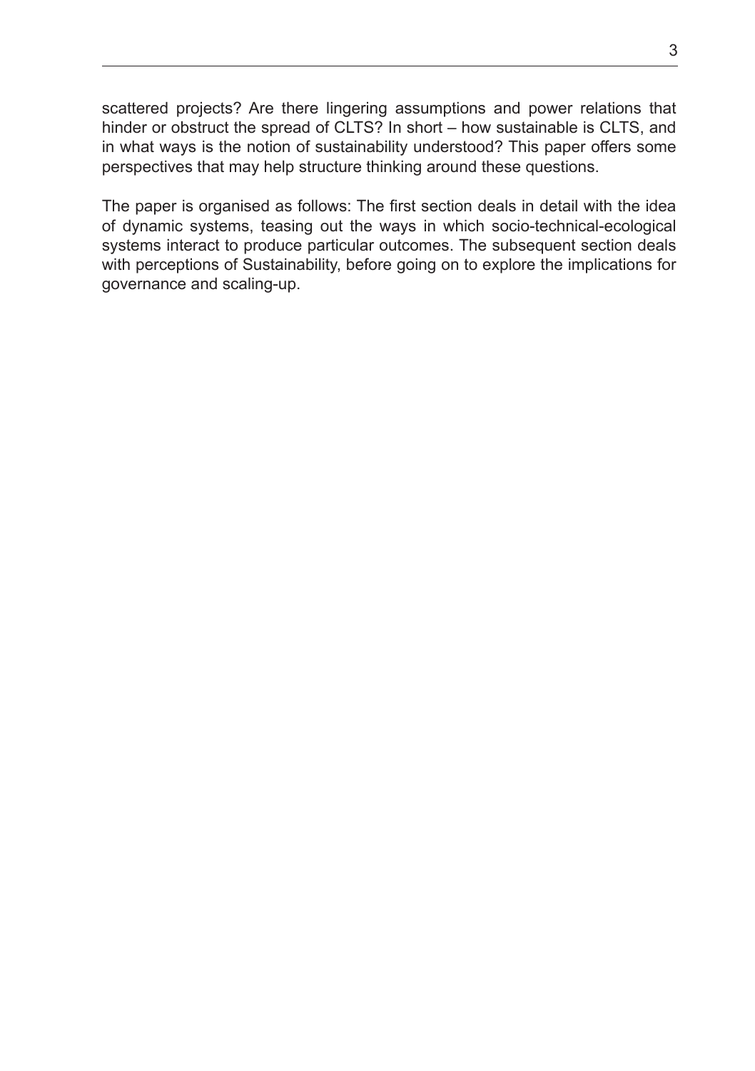scattered projects? Are there lingering assumptions and power relations that hinder or obstruct the spread of CLTS? In short – how sustainable is CLTS, and in what ways is the notion of sustainability understood? This paper offers some perspectives that may help structure thinking around these questions.

The paper is organised as follows: The first section deals in detail with the idea of dynamic systems, teasing out the ways in which socio-technical-ecological systems interact to produce particular outcomes. The subsequent section deals with perceptions of Sustainability, before going on to explore the implications for governance and scaling-up.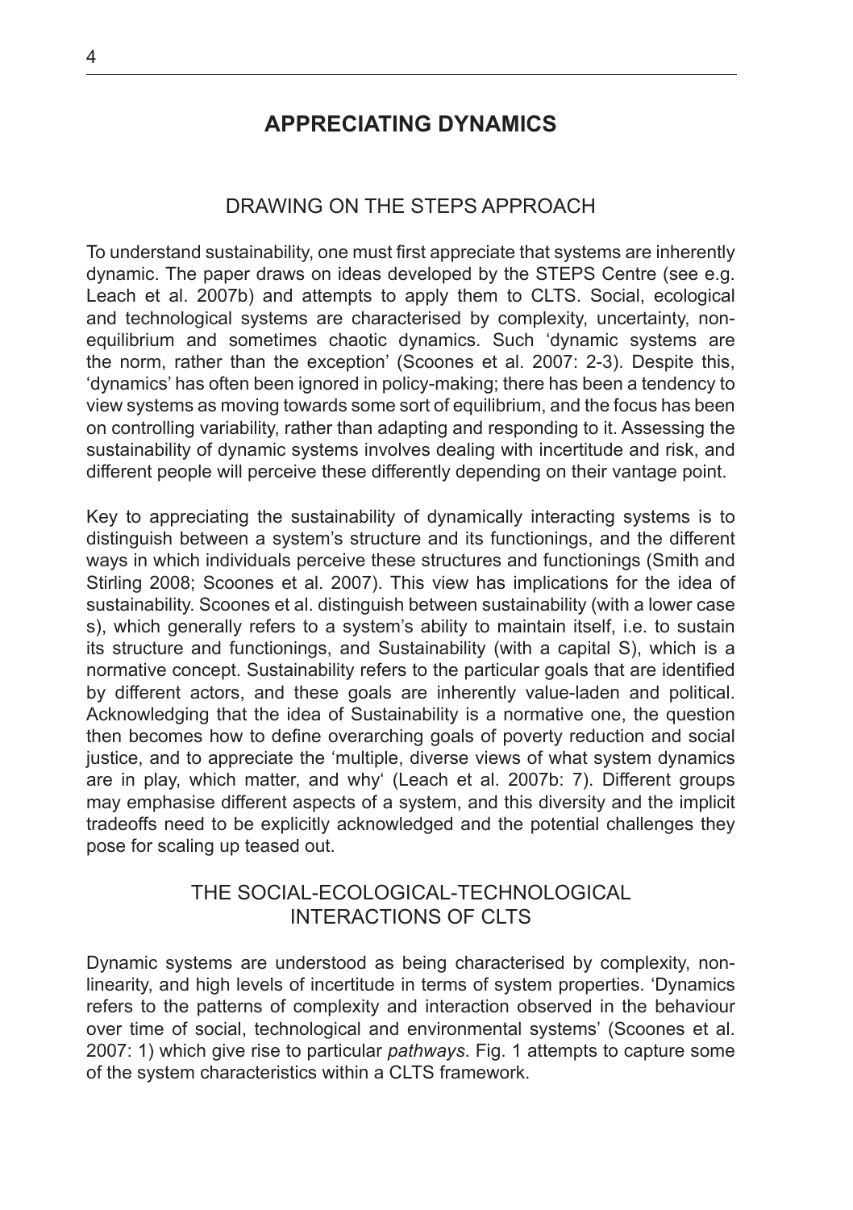# APPRECIATING DYNAMICS

## DRAWING ON THE STEPS APPROACH

To understand sustainability, one must first appreciate that systems are inherently dynamic. The paper draws on ideas developed by the STEPS Centre (see e.g. Leach et al. 2007b) and attempts to apply them to CLTS. Social, ecological and technological systems are characterised by complexity, uncertainty, non-equilibrium and sometimes chaotic dynamics. Such 'dynamic systems are the norm, rather than the exception' (Scoones et al. 2007: 2-3). Despite this, 'dynamics' has often been ignored in policy-making; there has been a tendency to view systems as moving towards some sort of equilibrium, and the focus has been on controlling variability, rather than adapting and responding to it. Assessing the sustainability of dynamic systems involves dealing with incertitude and risk, and different people will perceive these differently depending on their vantage point.

Key to appreciating the sustainability of dynamically interacting systems is to distinguish between a system's structure and its functionings, and the different ways in which individuals perceive these structures and functionings (Smith and Stirling 2008; Scoones et al. 2007). This view has implications for the idea of sustainability. Scoones et al. distinguish between sustainability (with a lower case s), which generally refers to a system's ability to maintain itself, i.e. to sustain its structure and functionings, and Sustainability (with a capital S), which is a normative concept. Sustainability refers to the particular goals that are identified by different actors, and these goals are inherently value-laden and political. Acknowledging that the idea of Sustainability is a normative one, the question then becomes how to define overarching goals of poverty reduction and social justice, and to appreciate the 'multiple, diverse views of what system dynamics are in play, which matter, and why' (Leach et al. 2007b: 7). Different groups may emphasise different aspects of a system, and this diversity and the implicit tradeoffs need to be explicitly acknowledged and the potential challenges they pose for scaling up teased out.

## THE SOCIAL-ECOLOGICAL-TECHNOLOGICAL INTERACTIONS OF CLTS

Dynamic systems are understood as being characterised by complexity, non-linearity, and high levels of incertitude in terms of system properties. 'Dynamics refers to the patterns of complexity and interaction observed in the behaviour over time of social, technological and environmental systems' (Scoones et al. 2007: 1) which give rise to particular *pathways*. Fig. 1 attempts to capture some of the system characteristics within a CLTS framework.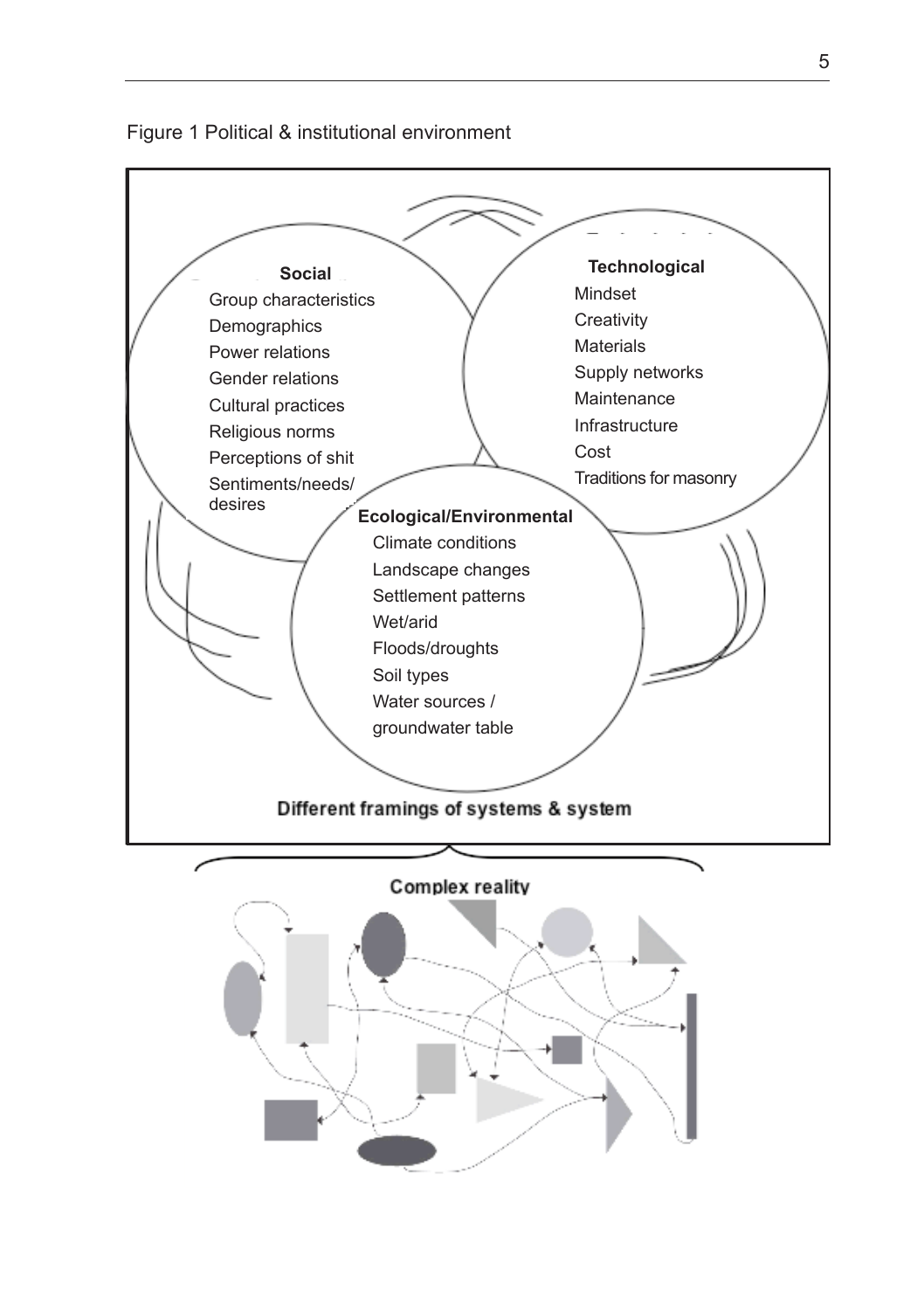Figure 1 Political & institutional environment

**Social**

- Group characteristics
- Demographics
- Power relations
- Gender relations
- Cultural practices
- Religious norms
- Perceptions of shit
- Sentiments/needs/desires

**Technological**

- Mindset
- Creativity
- Materials
- Supply networks
- Maintenance
- Infrastructure
- Cost
- Traditions for masonry

**Ecological/Environmental**

- Climate conditions
- Landscape changes
- Settlement patterns
- Wet/arid
- Floods/droughts
- Soil types
- Water sources / groundwater table

**Different framings of systems & system**

**Complex reality**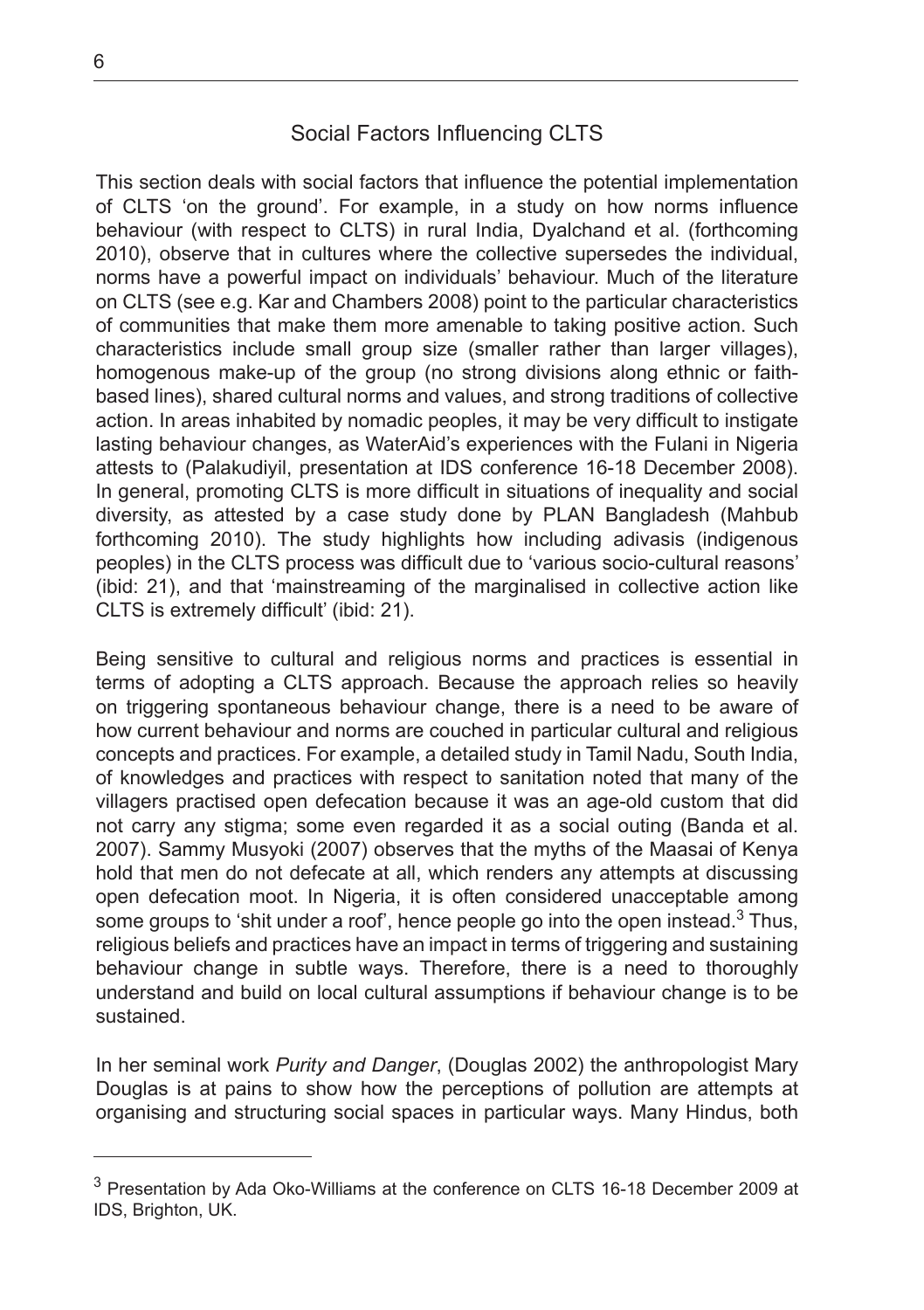## Social Factors Influencing CLTS

This section deals with social factors that influence the potential implementation of CLTS 'on the ground'. For example, in a study on how norms influence behaviour (with respect to CLTS) in rural India, Dyalchand et al. (forthcoming 2010), observe that in cultures where the collective supersedes the individual, norms have a powerful impact on individuals' behaviour. Much of the literature on CLTS (see e.g. Kar and Chambers 2008) point to the particular characteristics of communities that make them more amenable to taking positive action. Such characteristics include small group size (smaller rather than larger villages), homogenous make-up of the group (no strong divisions along ethnic or faith-based lines), shared cultural norms and values, and strong traditions of collective action. In areas inhabited by nomadic peoples, it may be very difficult to instigate lasting behaviour changes, as WaterAid's experiences with the Fulani in Nigeria attests to (Palakudiyil, presentation at IDS conference 16-18 December 2008). In general, promoting CLTS is more difficult in situations of inequality and social diversity, as attested by a case study done by PLAN Bangladesh (Mahbub forthcoming 2010). The study highlights how including adivasis (indigenous peoples) in the CLTS process was difficult due to 'various socio-cultural reasons' (ibid: 21), and that 'mainstreaming of the marginalised in collective action like CLTS is extremely difficult' (ibid: 21).

Being sensitive to cultural and religious norms and practices is essential in terms of adopting a CLTS approach. Because the approach relies so heavily on triggering spontaneous behaviour change, there is a need to be aware of how current behaviour and norms are couched in particular cultural and religious concepts and practices. For example, a detailed study in Tamil Nadu, South India, of knowledges and practices with respect to sanitation noted that many of the villagers practised open defecation because it was an age-old custom that did not carry any stigma; some even regarded it as a social outing (Banda et al. 2007). Sammy Musyoki (2007) observes that the myths of the Maasai of Kenya hold that men do not defecate at all, which renders any attempts at discussing open defecation moot. In Nigeria, it is often considered unacceptable among some groups to 'shit under a roof', hence people go into the open instead.[3] Thus, religious beliefs and practices have an impact in terms of triggering and sustaining behaviour change in subtle ways. Therefore, there is a need to thoroughly understand and build on local cultural assumptions if behaviour change is to be sustained.

In her seminal work *Purity and Danger*, (Douglas 2002) the anthropologist Mary Douglas is at pains to show how the perceptions of pollution are attempts at organising and structuring social spaces in particular ways. Many Hindus, both

---

[3] Presentation by Ada Oko-Williams at the conference on CLTS 16-18 December 2009 at IDS, Brighton, UK.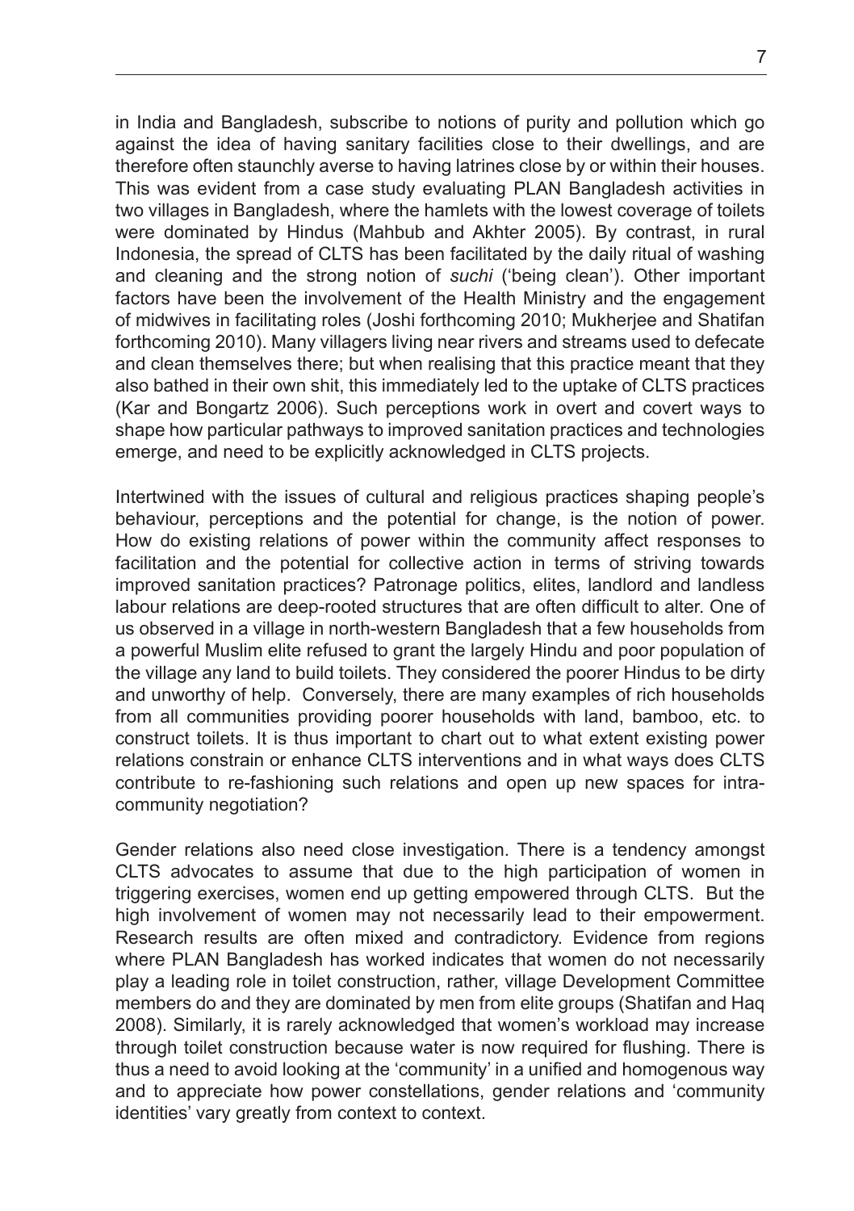in India and Bangladesh, subscribe to notions of purity and pollution which go against the idea of having sanitary facilities close to their dwellings, and are therefore often staunchly averse to having latrines close by or within their houses. This was evident from a case study evaluating PLAN Bangladesh activities in two villages in Bangladesh, where the hamlets with the lowest coverage of toilets were dominated by Hindus (Mahbub and Akhter 2005). By contrast, in rural Indonesia, the spread of CLTS has been facilitated by the daily ritual of washing and cleaning and the strong notion of *suchi* ('being clean'). Other important factors have been the involvement of the Health Ministry and the engagement of midwives in facilitating roles (Joshi forthcoming 2010; Mukherjee and Shatifan forthcoming 2010). Many villagers living near rivers and streams used to defecate and clean themselves there; but when realising that this practice meant that they also bathed in their own shit, this immediately led to the uptake of CLTS practices (Kar and Bongartz 2006). Such perceptions work in overt and covert ways to shape how particular pathways to improved sanitation practices and technologies emerge, and need to be explicitly acknowledged in CLTS projects.

Intertwined with the issues of cultural and religious practices shaping people's behaviour, perceptions and the potential for change, is the notion of power. How do existing relations of power within the community affect responses to facilitation and the potential for collective action in terms of striving towards improved sanitation practices? Patronage politics, elites, landlord and landless labour relations are deep-rooted structures that are often difficult to alter. One of us observed in a village in north-western Bangladesh that a few households from a powerful Muslim elite refused to grant the largely Hindu and poor population of the village any land to build toilets. They considered the poorer Hindus to be dirty and unworthy of help. Conversely, there are many examples of rich households from all communities providing poorer households with land, bamboo, etc. to construct toilets. It is thus important to chart out to what extent existing power relations constrain or enhance CLTS interventions and in what ways does CLTS contribute to re-fashioning such relations and open up new spaces for intra-community negotiation?

Gender relations also need close investigation. There is a tendency amongst CLTS advocates to assume that due to the high participation of women in triggering exercises, women end up getting empowered through CLTS. But the high involvement of women may not necessarily lead to their empowerment. Research results are often mixed and contradictory. Evidence from regions where PLAN Bangladesh has worked indicates that women do not necessarily play a leading role in toilet construction, rather, village Development Committee members do and they are dominated by men from elite groups (Shatifan and Haq 2008). Similarly, it is rarely acknowledged that women's workload may increase through toilet construction because water is now required for flushing. There is thus a need to avoid looking at the 'community' in a unified and homogenous way and to appreciate how power constellations, gender relations and 'community identities' vary greatly from context to context.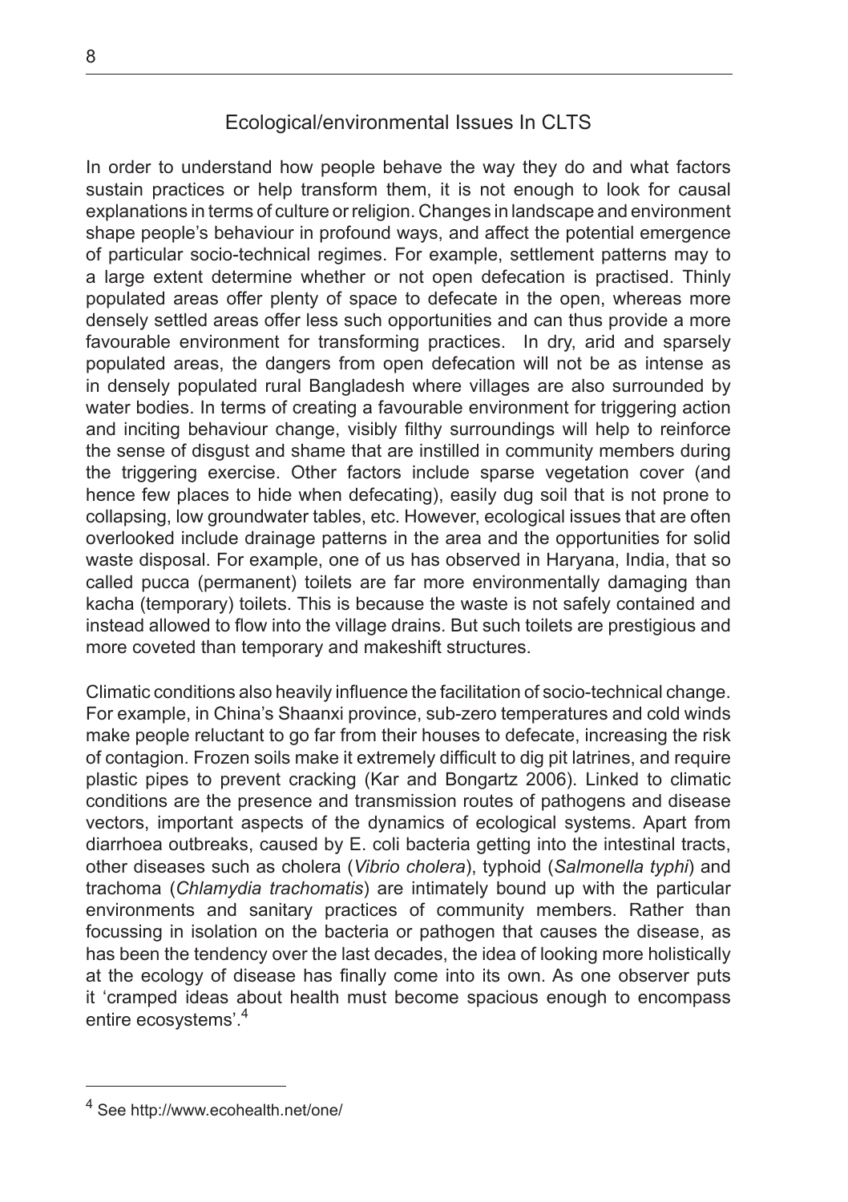## Ecological/environmental Issues In CLTS

In order to understand how people behave the way they do and what factors sustain practices or help transform them, it is not enough to look for causal explanations in terms of culture or religion. Changes in landscape and environment shape people's behaviour in profound ways, and affect the potential emergence of particular socio-technical regimes. For example, settlement patterns may to a large extent determine whether or not open defecation is practised. Thinly populated areas offer plenty of space to defecate in the open, whereas more densely settled areas offer less such opportunities and can thus provide a more favourable environment for transforming practices. In dry, arid and sparsely populated areas, the dangers from open defecation will not be as intense as in densely populated rural Bangladesh where villages are also surrounded by water bodies. In terms of creating a favourable environment for triggering action and inciting behaviour change, visibly filthy surroundings will help to reinforce the sense of disgust and shame that are instilled in community members during the triggering exercise. Other factors include sparse vegetation cover (and hence few places to hide when defecating), easily dug soil that is not prone to collapsing, low groundwater tables, etc. However, ecological issues that are often overlooked include drainage patterns in the area and the opportunities for solid waste disposal. For example, one of us has observed in Haryana, India, that so called pucca (permanent) toilets are far more environmentally damaging than kacha (temporary) toilets. This is because the waste is not safely contained and instead allowed to flow into the village drains. But such toilets are prestigious and more coveted than temporary and makeshift structures.

Climatic conditions also heavily influence the facilitation of socio-technical change. For example, in China's Shaanxi province, sub-zero temperatures and cold winds make people reluctant to go far from their houses to defecate, increasing the risk of contagion. Frozen soils make it extremely difficult to dig pit latrines, and require plastic pipes to prevent cracking (Kar and Bongartz 2006). Linked to climatic conditions are the presence and transmission routes of pathogens and disease vectors, important aspects of the dynamics of ecological systems. Apart from diarrhoea outbreaks, caused by E. coli bacteria getting into the intestinal tracts, other diseases such as cholera (*Vibrio cholera*), typhoid (*Salmonella typhi*) and trachoma (*Chlamydia trachomatis*) are intimately bound up with the particular environments and sanitary practices of community members. Rather than focussing in isolation on the bacteria or pathogen that causes the disease, as has been the tendency over the last decades, the idea of looking more holistically at the ecology of disease has finally come into its own. As one observer puts it 'cramped ideas about health must become spacious enough to encompass entire ecosystems'.[4]

---

[4] See http://www.ecohealth.net/one/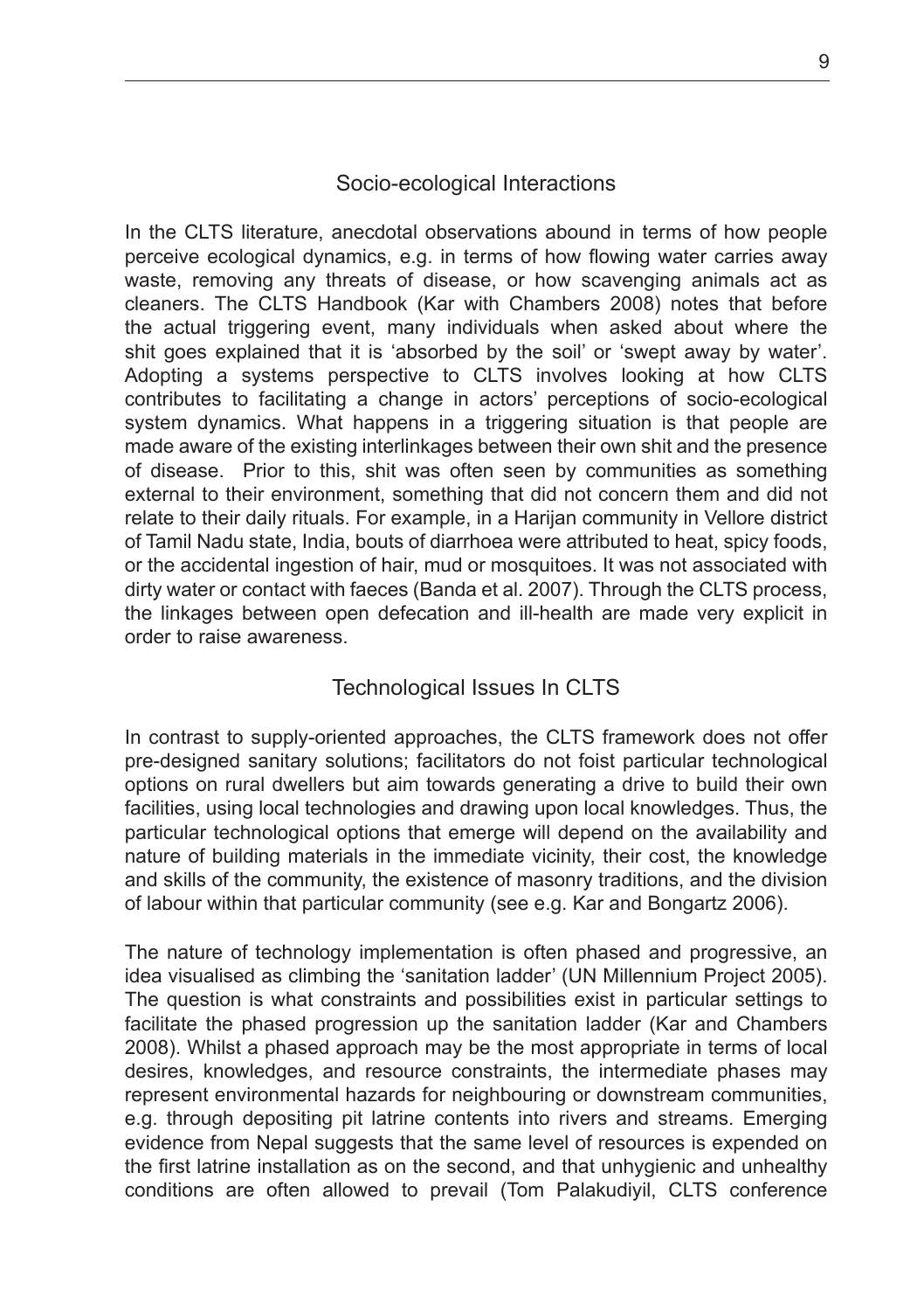## Socio-ecological Interactions

In the CLTS literature, anecdotal observations abound in terms of how people perceive ecological dynamics, e.g. in terms of how flowing water carries away waste, removing any threats of disease, or how scavenging animals act as cleaners. The CLTS Handbook (Kar with Chambers 2008) notes that before the actual triggering event, many individuals when asked about where the shit goes explained that it is 'absorbed by the soil' or 'swept away by water'. Adopting a systems perspective to CLTS involves looking at how CLTS contributes to facilitating a change in actors' perceptions of socio-ecological system dynamics. What happens in a triggering situation is that people are made aware of the existing interlinkages between their own shit and the presence of disease. Prior to this, shit was often seen by communities as something external to their environment, something that did not concern them and did not relate to their daily rituals. For example, in a Harijan community in Vellore district of Tamil Nadu state, India, bouts of diarrhoea were attributed to heat, spicy foods, or the accidental ingestion of hair, mud or mosquitoes. It was not associated with dirty water or contact with faeces (Banda et al. 2007). Through the CLTS process, the linkages between open defecation and ill-health are made very explicit in order to raise awareness.

## Technological Issues In CLTS

In contrast to supply-oriented approaches, the CLTS framework does not offer pre-designed sanitary solutions; facilitators do not foist particular technological options on rural dwellers but aim towards generating a drive to build their own facilities, using local technologies and drawing upon local knowledges. Thus, the particular technological options that emerge will depend on the availability and nature of building materials in the immediate vicinity, their cost, the knowledge and skills of the community, the existence of masonry traditions, and the division of labour within that particular community (see e.g. Kar and Bongartz 2006).

The nature of technology implementation is often phased and progressive, an idea visualised as climbing the 'sanitation ladder' (UN Millennium Project 2005). The question is what constraints and possibilities exist in particular settings to facilitate the phased progression up the sanitation ladder (Kar and Chambers 2008). Whilst a phased approach may be the most appropriate in terms of local desires, knowledges, and resource constraints, the intermediate phases may represent environmental hazards for neighbouring or downstream communities, e.g. through depositing pit latrine contents into rivers and streams. Emerging evidence from Nepal suggests that the same level of resources is expended on the first latrine installation as on the second, and that unhygienic and unhealthy conditions are often allowed to prevail (Tom Palakudiyil, CLTS conference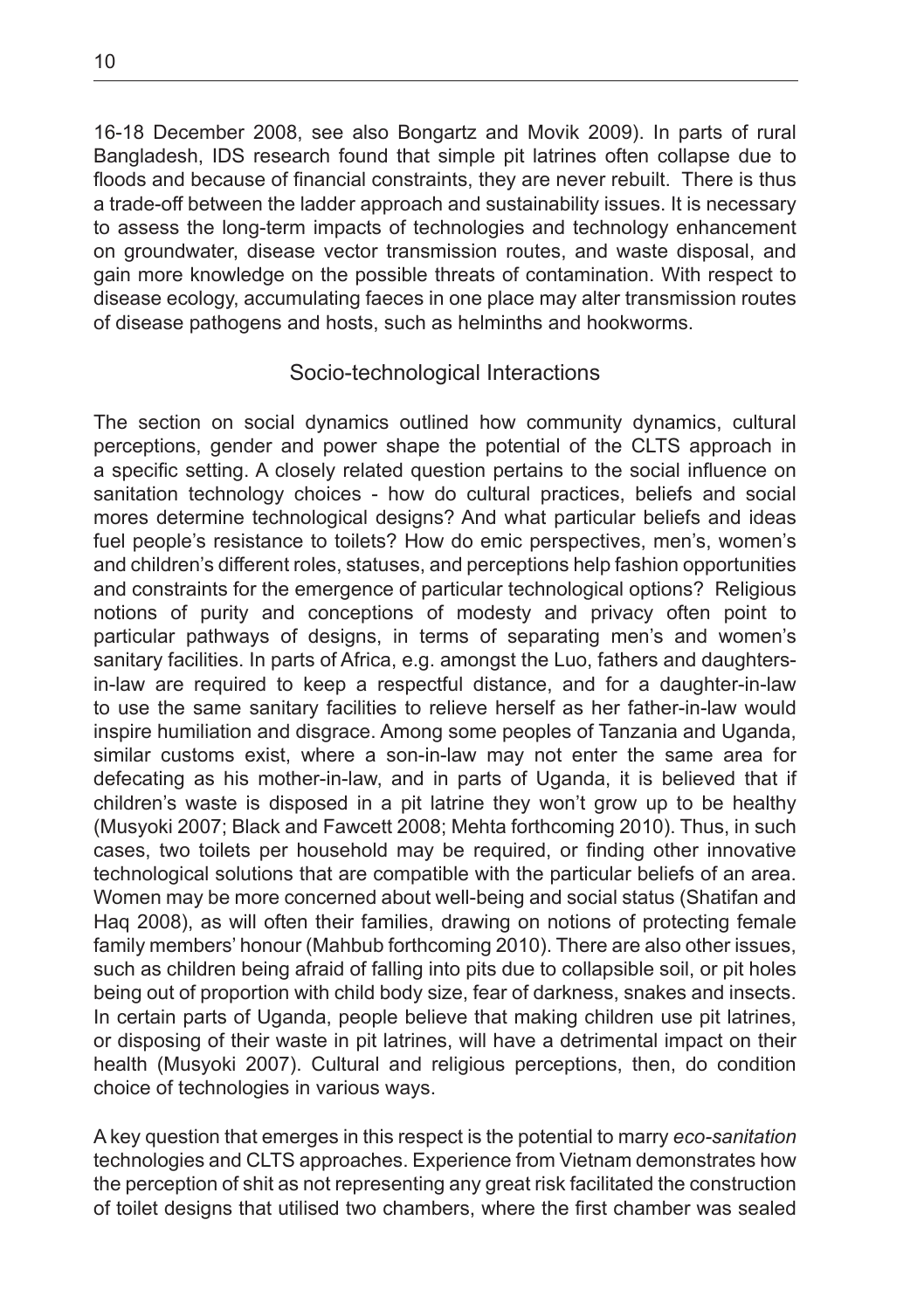16-18 December 2008, see also Bongartz and Movik 2009). In parts of rural Bangladesh, IDS research found that simple pit latrines often collapse due to floods and because of financial constraints, they are never rebuilt. There is thus a trade-off between the ladder approach and sustainability issues. It is necessary to assess the long-term impacts of technologies and technology enhancement on groundwater, disease vector transmission routes, and waste disposal, and gain more knowledge on the possible threats of contamination. With respect to disease ecology, accumulating faeces in one place may alter transmission routes of disease pathogens and hosts, such as helminths and hookworms.

## Socio-technological Interactions

The section on social dynamics outlined how community dynamics, cultural perceptions, gender and power shape the potential of the CLTS approach in a specific setting. A closely related question pertains to the social influence on sanitation technology choices - how do cultural practices, beliefs and social mores determine technological designs? And what particular beliefs and ideas fuel people's resistance to toilets? How do emic perspectives, men's, women's and children's different roles, statuses, and perceptions help fashion opportunities and constraints for the emergence of particular technological options? Religious notions of purity and conceptions of modesty and privacy often point to particular pathways of designs, in terms of separating men's and women's sanitary facilities. In parts of Africa, e.g. amongst the Luo, fathers and daughters-in-law are required to keep a respectful distance, and for a daughter-in-law to use the same sanitary facilities to relieve herself as her father-in-law would inspire humiliation and disgrace. Among some peoples of Tanzania and Uganda, similar customs exist, where a son-in-law may not enter the same area for defecating as his mother-in-law, and in parts of Uganda, it is believed that if children's waste is disposed in a pit latrine they won't grow up to be healthy (Musyoki 2007; Black and Fawcett 2008; Mehta forthcoming 2010). Thus, in such cases, two toilets per household may be required, or finding other innovative technological solutions that are compatible with the particular beliefs of an area. Women may be more concerned about well-being and social status (Shatifan and Haq 2008), as will often their families, drawing on notions of protecting female family members' honour (Mahbub forthcoming 2010). There are also other issues, such as children being afraid of falling into pits due to collapsible soil, or pit holes being out of proportion with child body size, fear of darkness, snakes and insects. In certain parts of Uganda, people believe that making children use pit latrines, or disposing of their waste in pit latrines, will have a detrimental impact on their health (Musyoki 2007). Cultural and religious perceptions, then, do condition choice of technologies in various ways.

A key question that emerges in this respect is the potential to marry *eco-sanitation* technologies and CLTS approaches. Experience from Vietnam demonstrates how the perception of shit as not representing any great risk facilitated the construction of toilet designs that utilised two chambers, where the first chamber was sealed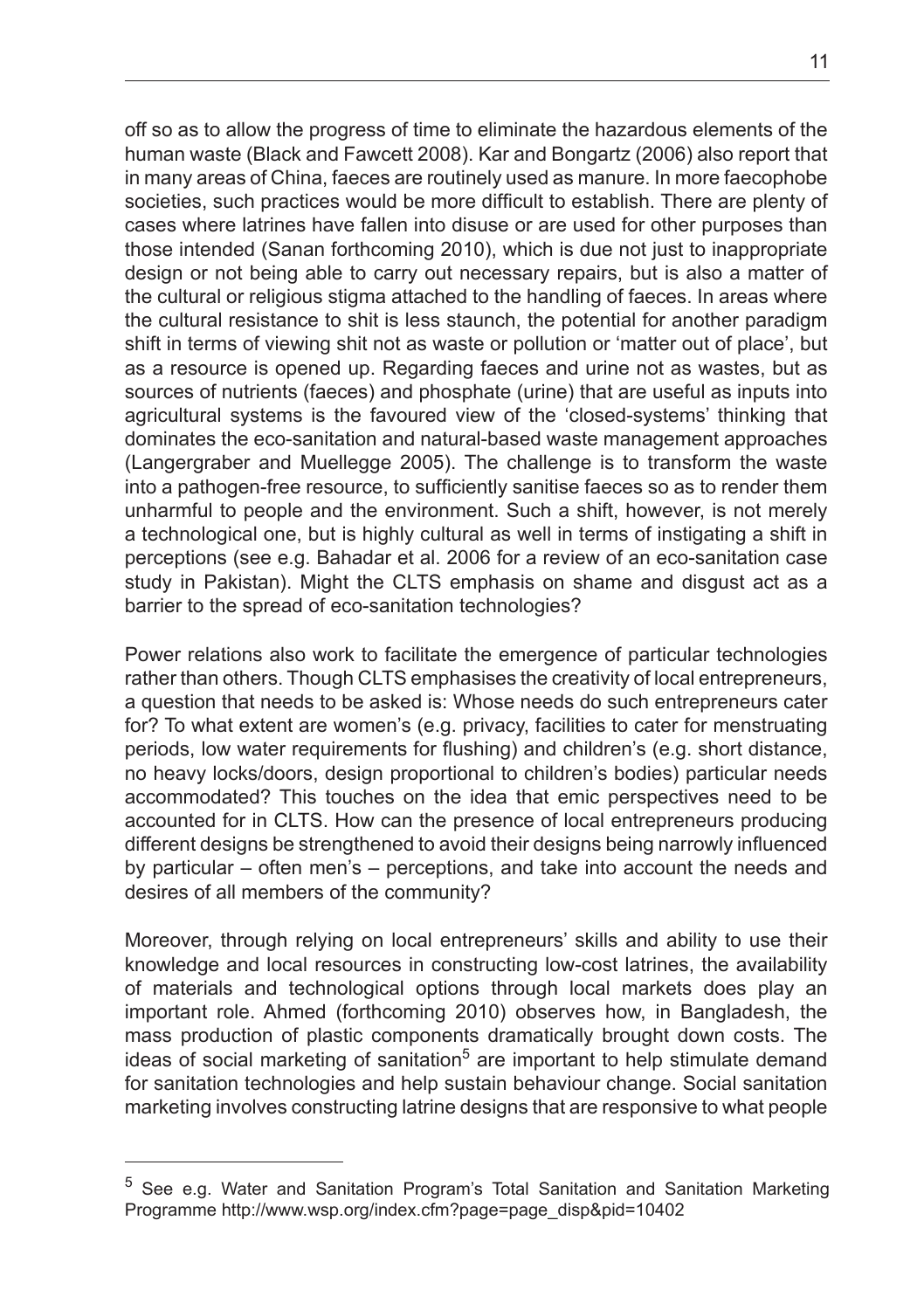off so as to allow the progress of time to eliminate the hazardous elements of the human waste (Black and Fawcett 2008). Kar and Bongartz (2006) also report that in many areas of China, faeces are routinely used as manure. In more faecophobe societies, such practices would be more difficult to establish. There are plenty of cases where latrines have fallen into disuse or are used for other purposes than those intended (Sanan forthcoming 2010), which is due not just to inappropriate design or not being able to carry out necessary repairs, but is also a matter of the cultural or religious stigma attached to the handling of faeces. In areas where the cultural resistance to shit is less staunch, the potential for another paradigm shift in terms of viewing shit not as waste or pollution or 'matter out of place', but as a resource is opened up. Regarding faeces and urine not as wastes, but as sources of nutrients (faeces) and phosphate (urine) that are useful as inputs into agricultural systems is the favoured view of the 'closed-systems' thinking that dominates the eco-sanitation and natural-based waste management approaches (Langergraber and Muellegge 2005). The challenge is to transform the waste into a pathogen-free resource, to sufficiently sanitise faeces so as to render them unharmful to people and the environment. Such a shift, however, is not merely a technological one, but is highly cultural as well in terms of instigating a shift in perceptions (see e.g. Bahadar et al. 2006 for a review of an eco-sanitation case study in Pakistan). Might the CLTS emphasis on shame and disgust act as a barrier to the spread of eco-sanitation technologies?

Power relations also work to facilitate the emergence of particular technologies rather than others. Though CLTS emphasises the creativity of local entrepreneurs, a question that needs to be asked is: Whose needs do such entrepreneurs cater for? To what extent are women's (e.g. privacy, facilities to cater for menstruating periods, low water requirements for flushing) and children's (e.g. short distance, no heavy locks/doors, design proportional to children's bodies) particular needs accommodated? This touches on the idea that emic perspectives need to be accounted for in CLTS. How can the presence of local entrepreneurs producing different designs be strengthened to avoid their designs being narrowly influenced by particular – often men's – perceptions, and take into account the needs and desires of all members of the community?

Moreover, through relying on local entrepreneurs' skills and ability to use their knowledge and local resources in constructing low-cost latrines, the availability of materials and technological options through local markets does play an important role. Ahmed (forthcoming 2010) observes how, in Bangladesh, the mass production of plastic components dramatically brought down costs. The ideas of social marketing of sanitation[5] are important to help stimulate demand for sanitation technologies and help sustain behaviour change. Social sanitation marketing involves constructing latrine designs that are responsive to what people

---

[5] See e.g. Water and Sanitation Program's Total Sanitation and Sanitation Marketing Programme http://www.wsp.org/index.cfm?page=page_disp&pid=10402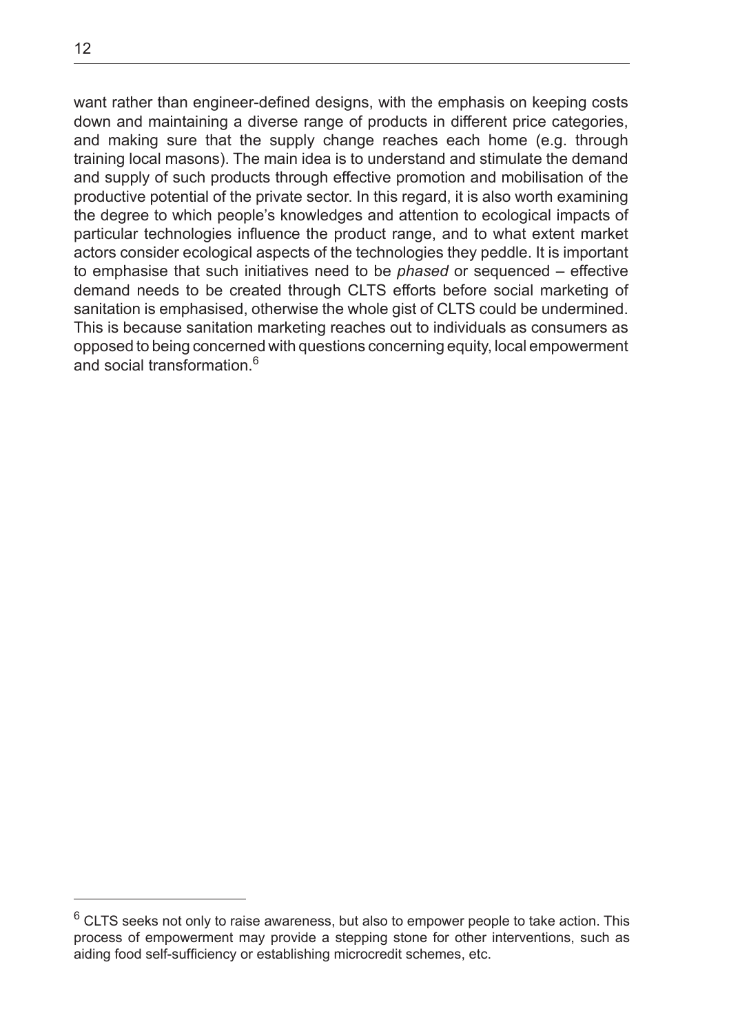want rather than engineer-defined designs, with the emphasis on keeping costs down and maintaining a diverse range of products in different price categories, and making sure that the supply change reaches each home (e.g. through training local masons). The main idea is to understand and stimulate the demand and supply of such products through effective promotion and mobilisation of the productive potential of the private sector. In this regard, it is also worth examining the degree to which people's knowledges and attention to ecological impacts of particular technologies influence the product range, and to what extent market actors consider ecological aspects of the technologies they peddle. It is important to emphasise that such initiatives need to be *phased* or sequenced – effective demand needs to be created through CLTS efforts before social marketing of sanitation is emphasised, otherwise the whole gist of CLTS could be undermined. This is because sanitation marketing reaches out to individuals as consumers as opposed to being concerned with questions concerning equity, local empowerment and social transformation.[6]

---

[6] CLTS seeks not only to raise awareness, but also to empower people to take action. This process of empowerment may provide a stepping stone for other interventions, such as aiding food self-sufficiency or establishing microcredit schemes, etc.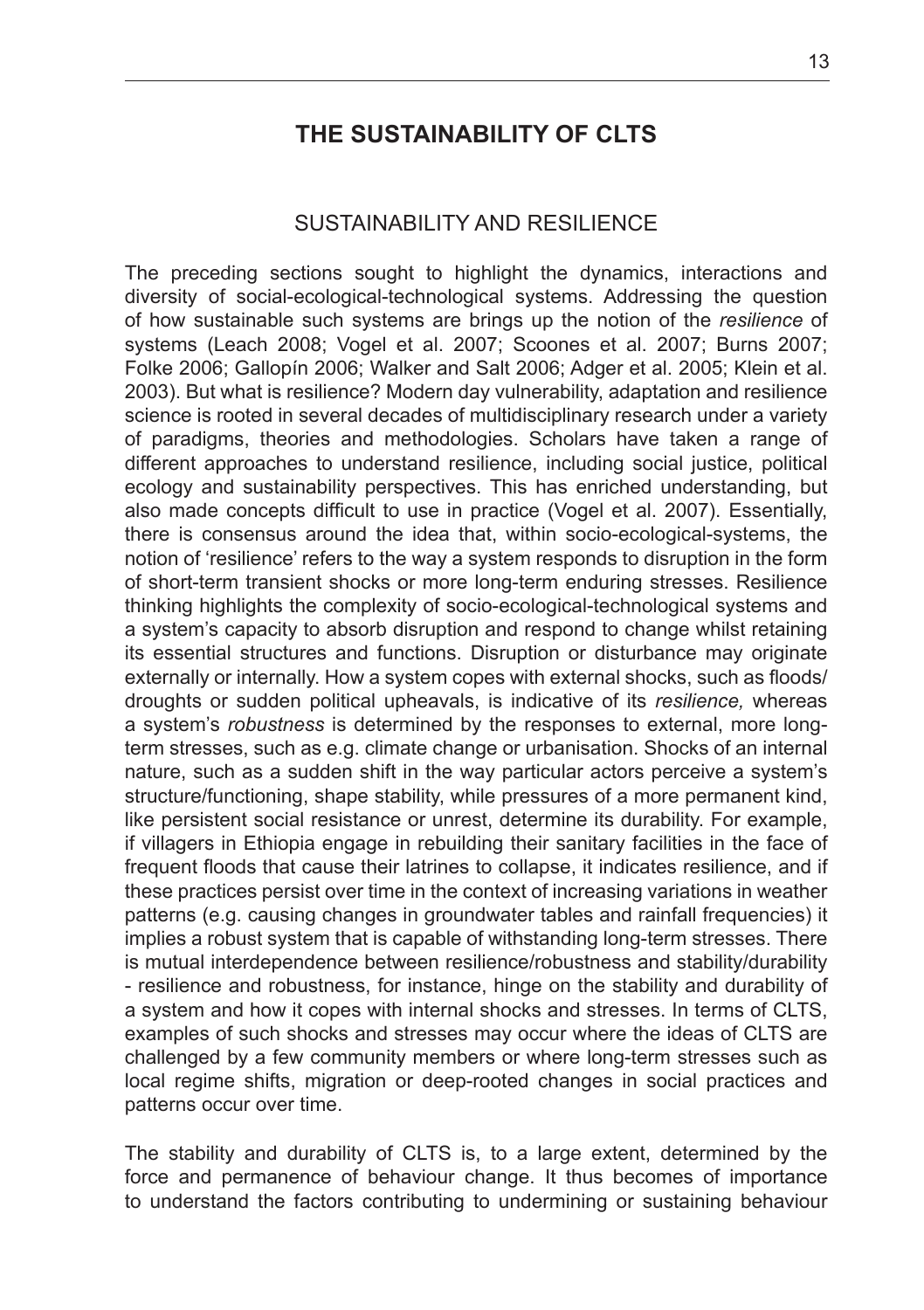# THE SUSTAINABILITY OF CLTS

## SUSTAINABILITY AND RESILIENCE

The preceding sections sought to highlight the dynamics, interactions and diversity of social-ecological-technological systems. Addressing the question of how sustainable such systems are brings up the notion of the *resilience* of systems (Leach 2008; Vogel et al. 2007; Scoones et al. 2007; Burns 2007; Folke 2006; Gallopín 2006; Walker and Salt 2006; Adger et al. 2005; Klein et al. 2003). But what is resilience? Modern day vulnerability, adaptation and resilience science is rooted in several decades of multidisciplinary research under a variety of paradigms, theories and methodologies. Scholars have taken a range of different approaches to understand resilience, including social justice, political ecology and sustainability perspectives. This has enriched understanding, but also made concepts difficult to use in practice (Vogel et al. 2007). Essentially, there is consensus around the idea that, within socio-ecological-systems, the notion of 'resilience' refers to the way a system responds to disruption in the form of short-term transient shocks or more long-term enduring stresses. Resilience thinking highlights the complexity of socio-ecological-technological systems and a system's capacity to absorb disruption and respond to change whilst retaining its essential structures and functions. Disruption or disturbance may originate externally or internally. How a system copes with external shocks, such as floods/droughts or sudden political upheavals, is indicative of its *resilience,* whereas a system's *robustness* is determined by the responses to external, more long-term stresses, such as e.g. climate change or urbanisation. Shocks of an internal nature, such as a sudden shift in the way particular actors perceive a system's structure/functioning, shape stability, while pressures of a more permanent kind, like persistent social resistance or unrest, determine its durability. For example, if villagers in Ethiopia engage in rebuilding their sanitary facilities in the face of frequent floods that cause their latrines to collapse, it indicates resilience, and if these practices persist over time in the context of increasing variations in weather patterns (e.g. causing changes in groundwater tables and rainfall frequencies) it implies a robust system that is capable of withstanding long-term stresses. There is mutual interdependence between resilience/robustness and stability/durability - resilience and robustness, for instance, hinge on the stability and durability of a system and how it copes with internal shocks and stresses. In terms of CLTS, examples of such shocks and stresses may occur where the ideas of CLTS are challenged by a few community members or where long-term stresses such as local regime shifts, migration or deep-rooted changes in social practices and patterns occur over time.

The stability and durability of CLTS is, to a large extent, determined by the force and permanence of behaviour change. It thus becomes of importance to understand the factors contributing to undermining or sustaining behaviour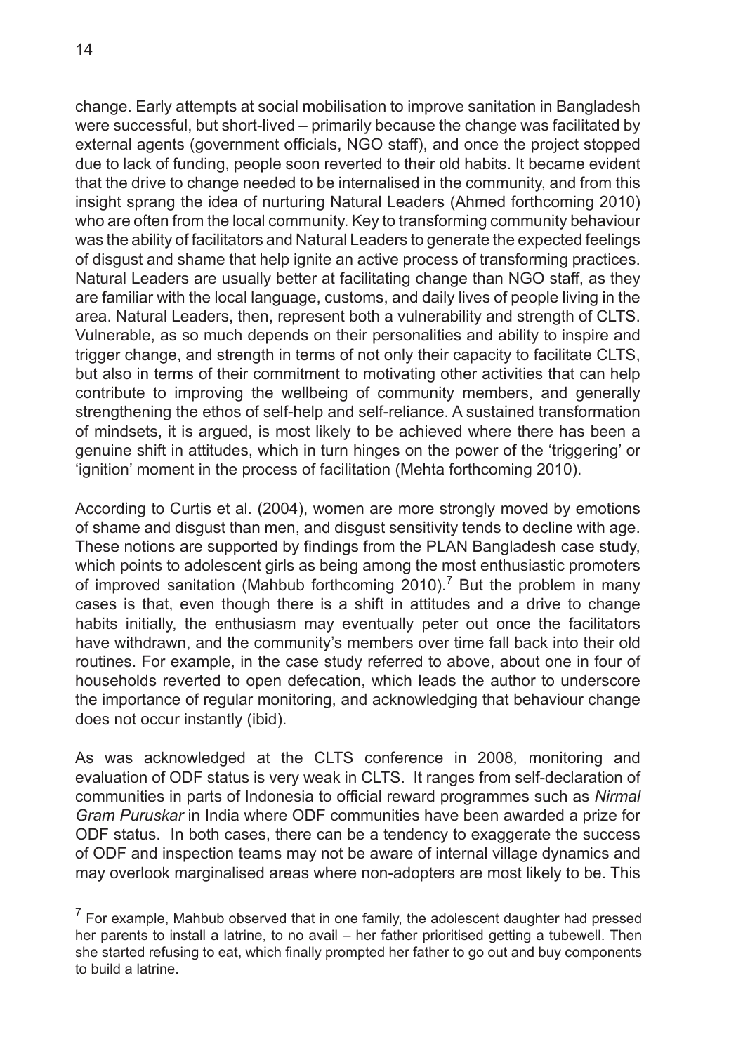change. Early attempts at social mobilisation to improve sanitation in Bangladesh were successful, but short-lived – primarily because the change was facilitated by external agents (government officials, NGO staff), and once the project stopped due to lack of funding, people soon reverted to their old habits. It became evident that the drive to change needed to be internalised in the community, and from this insight sprang the idea of nurturing Natural Leaders (Ahmed forthcoming 2010) who are often from the local community. Key to transforming community behaviour was the ability of facilitators and Natural Leaders to generate the expected feelings of disgust and shame that help ignite an active process of transforming practices. Natural Leaders are usually better at facilitating change than NGO staff, as they are familiar with the local language, customs, and daily lives of people living in the area. Natural Leaders, then, represent both a vulnerability and strength of CLTS. Vulnerable, as so much depends on their personalities and ability to inspire and trigger change, and strength in terms of not only their capacity to facilitate CLTS, but also in terms of their commitment to motivating other activities that can help contribute to improving the wellbeing of community members, and generally strengthening the ethos of self-help and self-reliance. A sustained transformation of mindsets, it is argued, is most likely to be achieved where there has been a genuine shift in attitudes, which in turn hinges on the power of the 'triggering' or 'ignition' moment in the process of facilitation (Mehta forthcoming 2010).

According to Curtis et al. (2004), women are more strongly moved by emotions of shame and disgust than men, and disgust sensitivity tends to decline with age. These notions are supported by findings from the PLAN Bangladesh case study, which points to adolescent girls as being among the most enthusiastic promoters of improved sanitation (Mahbub forthcoming 2010).[7] But the problem in many cases is that, even though there is a shift in attitudes and a drive to change habits initially, the enthusiasm may eventually peter out once the facilitators have withdrawn, and the community's members over time fall back into their old routines. For example, in the case study referred to above, about one in four of households reverted to open defecation, which leads the author to underscore the importance of regular monitoring, and acknowledging that behaviour change does not occur instantly (ibid).

As was acknowledged at the CLTS conference in 2008, monitoring and evaluation of ODF status is very weak in CLTS. It ranges from self-declaration of communities in parts of Indonesia to official reward programmes such as *Nirmal Gram Puruskar* in India where ODF communities have been awarded a prize for ODF status. In both cases, there can be a tendency to exaggerate the success of ODF and inspection teams may not be aware of internal village dynamics and may overlook marginalised areas where non-adopters are most likely to be. This

[7] For example, Mahbub observed that in one family, the adolescent daughter had pressed her parents to install a latrine, to no avail – her father prioritised getting a tubewell. Then she started refusing to eat, which finally prompted her father to go out and buy components to build a latrine.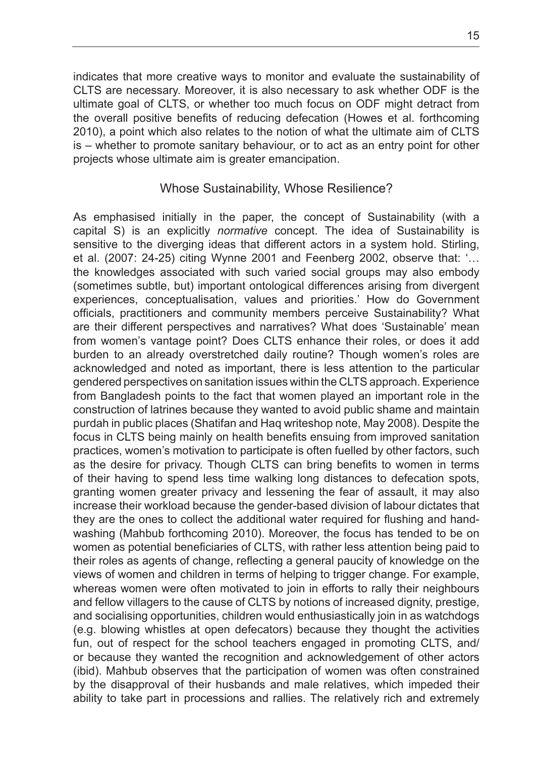indicates that more creative ways to monitor and evaluate the sustainability of CLTS are necessary. Moreover, it is also necessary to ask whether ODF is the ultimate goal of CLTS, or whether too much focus on ODF might detract from the overall positive benefits of reducing defecation (Howes et al. forthcoming 2010), a point which also relates to the notion of what the ultimate aim of CLTS is – whether to promote sanitary behaviour, or to act as an entry point for other projects whose ultimate aim is greater emancipation.

## Whose Sustainability, Whose Resilience?

As emphasised initially in the paper, the concept of Sustainability (with a capital S) is an explicitly *normative* concept. The idea of Sustainability is sensitive to the diverging ideas that different actors in a system hold. Stirling, et al. (2007: 24-25) citing Wynne 2001 and Feenberg 2002, observe that: '… the knowledges associated with such varied social groups may also embody (sometimes subtle, but) important ontological differences arising from divergent experiences, conceptualisation, values and priorities.' How do Government officials, practitioners and community members perceive Sustainability? What are their different perspectives and narratives? What does 'Sustainable' mean from women's vantage point? Does CLTS enhance their roles, or does it add burden to an already overstretched daily routine? Though women's roles are acknowledged and noted as important, there is less attention to the particular gendered perspectives on sanitation issues within the CLTS approach. Experience from Bangladesh points to the fact that women played an important role in the construction of latrines because they wanted to avoid public shame and maintain purdah in public places (Shatifan and Haq writeshop note, May 2008). Despite the focus in CLTS being mainly on health benefits ensuing from improved sanitation practices, women's motivation to participate is often fuelled by other factors, such as the desire for privacy. Though CLTS can bring benefits to women in terms of their having to spend less time walking long distances to defecation spots, granting women greater privacy and lessening the fear of assault, it may also increase their workload because the gender-based division of labour dictates that they are the ones to collect the additional water required for flushing and hand-washing (Mahbub forthcoming 2010). Moreover, the focus has tended to be on women as potential beneficiaries of CLTS, with rather less attention being paid to their roles as agents of change, reflecting a general paucity of knowledge on the views of women and children in terms of helping to trigger change. For example, whereas women were often motivated to join in efforts to rally their neighbours and fellow villagers to the cause of CLTS by notions of increased dignity, prestige, and socialising opportunities, children would enthusiastically join in as watchdogs (e.g. blowing whistles at open defecators) because they thought the activities fun, out of respect for the school teachers engaged in promoting CLTS, and/or because they wanted the recognition and acknowledgement of other actors (ibid). Mahbub observes that the participation of women was often constrained by the disapproval of their husbands and male relatives, which impeded their ability to take part in processions and rallies. The relatively rich and extremely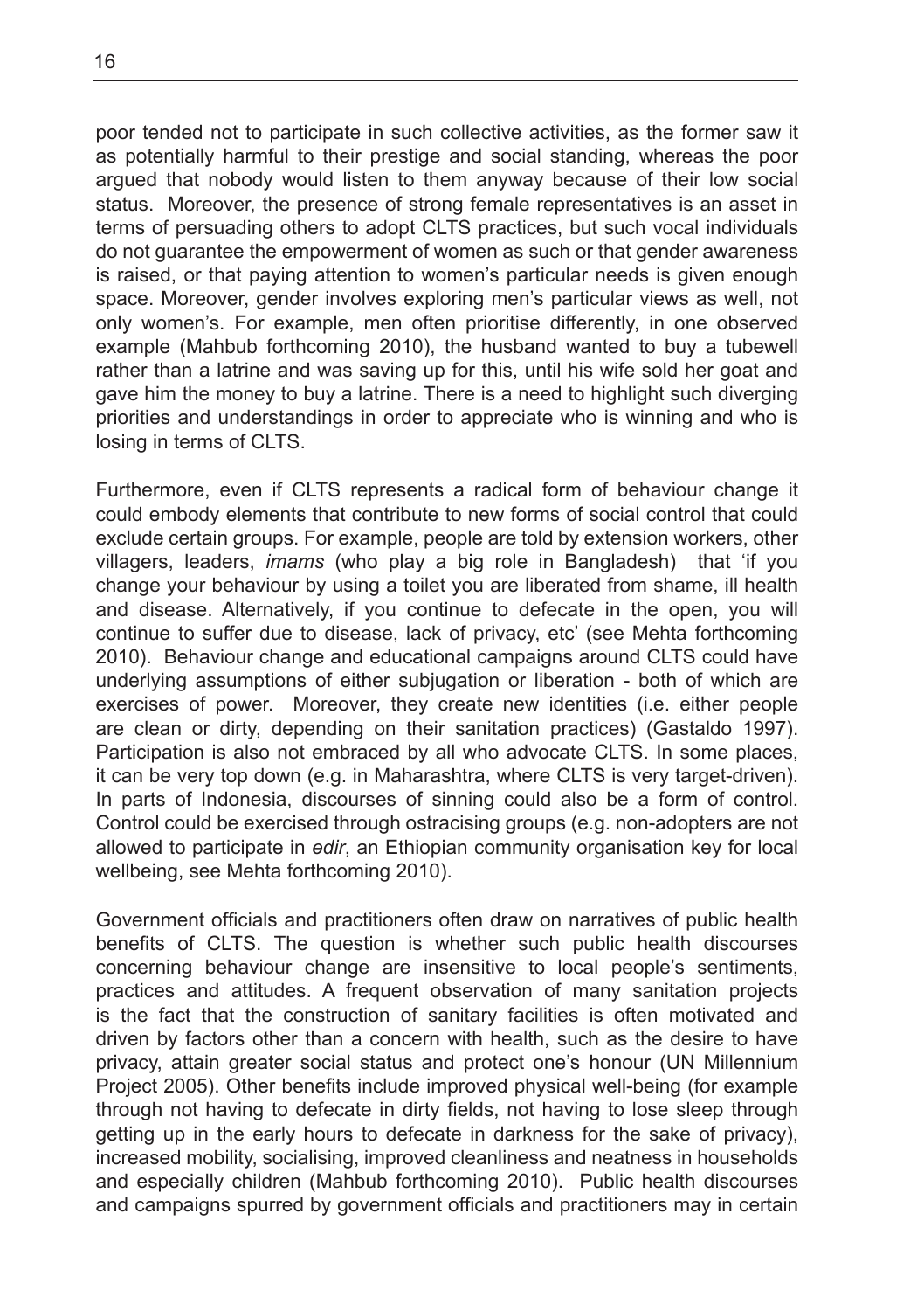poor tended not to participate in such collective activities, as the former saw it as potentially harmful to their prestige and social standing, whereas the poor argued that nobody would listen to them anyway because of their low social status. Moreover, the presence of strong female representatives is an asset in terms of persuading others to adopt CLTS practices, but such vocal individuals do not guarantee the empowerment of women as such or that gender awareness is raised, or that paying attention to women's particular needs is given enough space. Moreover, gender involves exploring men's particular views as well, not only women's. For example, men often prioritise differently, in one observed example (Mahbub forthcoming 2010), the husband wanted to buy a tubewell rather than a latrine and was saving up for this, until his wife sold her goat and gave him the money to buy a latrine. There is a need to highlight such diverging priorities and understandings in order to appreciate who is winning and who is losing in terms of CLTS.

Furthermore, even if CLTS represents a radical form of behaviour change it could embody elements that contribute to new forms of social control that could exclude certain groups. For example, people are told by extension workers, other villagers, leaders, *imams* (who play a big role in Bangladesh) that 'if you change your behaviour by using a toilet you are liberated from shame, ill health and disease. Alternatively, if you continue to defecate in the open, you will continue to suffer due to disease, lack of privacy, etc' (see Mehta forthcoming 2010). Behaviour change and educational campaigns around CLTS could have underlying assumptions of either subjugation or liberation - both of which are exercises of power. Moreover, they create new identities (i.e. either people are clean or dirty, depending on their sanitation practices) (Gastaldo 1997). Participation is also not embraced by all who advocate CLTS. In some places, it can be very top down (e.g. in Maharashtra, where CLTS is very target-driven). In parts of Indonesia, discourses of sinning could also be a form of control. Control could be exercised through ostracising groups (e.g. non-adopters are not allowed to participate in *edir*, an Ethiopian community organisation key for local wellbeing, see Mehta forthcoming 2010).

Government officials and practitioners often draw on narratives of public health benefits of CLTS. The question is whether such public health discourses concerning behaviour change are insensitive to local people's sentiments, practices and attitudes. A frequent observation of many sanitation projects is the fact that the construction of sanitary facilities is often motivated and driven by factors other than a concern with health, such as the desire to have privacy, attain greater social status and protect one's honour (UN Millennium Project 2005). Other benefits include improved physical well-being (for example through not having to defecate in dirty fields, not having to lose sleep through getting up in the early hours to defecate in darkness for the sake of privacy), increased mobility, socialising, improved cleanliness and neatness in households and especially children (Mahbub forthcoming 2010). Public health discourses and campaigns spurred by government officials and practitioners may in certain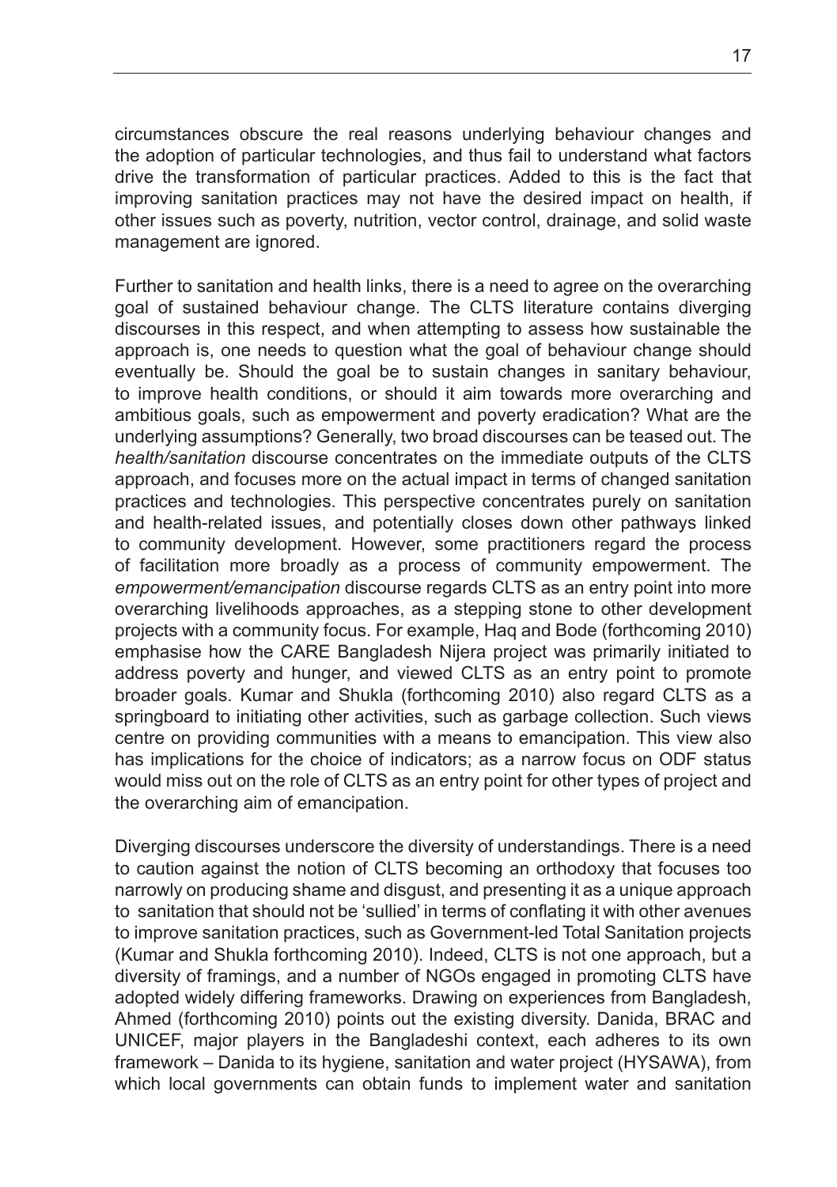circumstances obscure the real reasons underlying behaviour changes and the adoption of particular technologies, and thus fail to understand what factors drive the transformation of particular practices. Added to this is the fact that improving sanitation practices may not have the desired impact on health, if other issues such as poverty, nutrition, vector control, drainage, and solid waste management are ignored.

Further to sanitation and health links, there is a need to agree on the overarching goal of sustained behaviour change. The CLTS literature contains diverging discourses in this respect, and when attempting to assess how sustainable the approach is, one needs to question what the goal of behaviour change should eventually be. Should the goal be to sustain changes in sanitary behaviour, to improve health conditions, or should it aim towards more overarching and ambitious goals, such as empowerment and poverty eradication? What are the underlying assumptions? Generally, two broad discourses can be teased out. The *health/sanitation* discourse concentrates on the immediate outputs of the CLTS approach, and focuses more on the actual impact in terms of changed sanitation practices and technologies. This perspective concentrates purely on sanitation and health-related issues, and potentially closes down other pathways linked to community development. However, some practitioners regard the process of facilitation more broadly as a process of community empowerment. The *empowerment/emancipation* discourse regards CLTS as an entry point into more overarching livelihoods approaches, as a stepping stone to other development projects with a community focus. For example, Haq and Bode (forthcoming 2010) emphasise how the CARE Bangladesh Nijera project was primarily initiated to address poverty and hunger, and viewed CLTS as an entry point to promote broader goals. Kumar and Shukla (forthcoming 2010) also regard CLTS as a springboard to initiating other activities, such as garbage collection. Such views centre on providing communities with a means to emancipation. This view also has implications for the choice of indicators; as a narrow focus on ODF status would miss out on the role of CLTS as an entry point for other types of project and the overarching aim of emancipation.

Diverging discourses underscore the diversity of understandings. There is a need to caution against the notion of CLTS becoming an orthodoxy that focuses too narrowly on producing shame and disgust, and presenting it as a unique approach to sanitation that should not be 'sullied' in terms of conflating it with other avenues to improve sanitation practices, such as Government-led Total Sanitation projects (Kumar and Shukla forthcoming 2010). Indeed, CLTS is not one approach, but a diversity of framings, and a number of NGOs engaged in promoting CLTS have adopted widely differing frameworks. Drawing on experiences from Bangladesh, Ahmed (forthcoming 2010) points out the existing diversity. Danida, BRAC and UNICEF, major players in the Bangladeshi context, each adheres to its own framework – Danida to its hygiene, sanitation and water project (HYSAWA), from which local governments can obtain funds to implement water and sanitation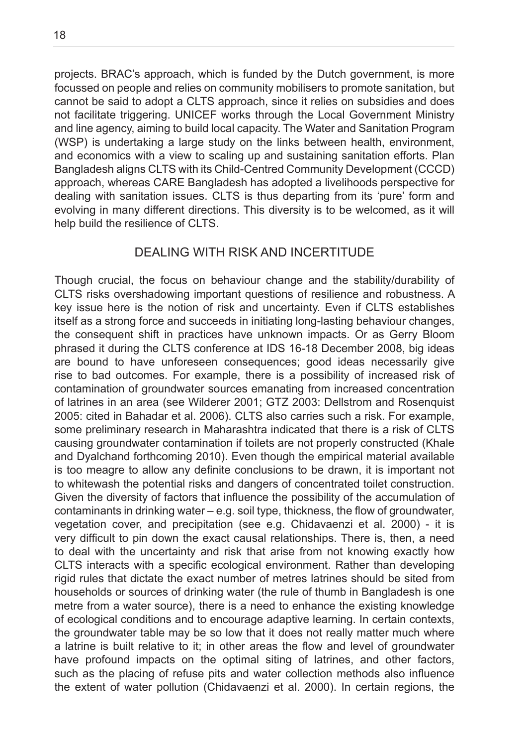projects. BRAC's approach, which is funded by the Dutch government, is more focussed on people and relies on community mobilisers to promote sanitation, but cannot be said to adopt a CLTS approach, since it relies on subsidies and does not facilitate triggering. UNICEF works through the Local Government Ministry and line agency, aiming to build local capacity. The Water and Sanitation Program (WSP) is undertaking a large study on the links between health, environment, and economics with a view to scaling up and sustaining sanitation efforts. Plan Bangladesh aligns CLTS with its Child-Centred Community Development (CCCD) approach, whereas CARE Bangladesh has adopted a livelihoods perspective for dealing with sanitation issues. CLTS is thus departing from its 'pure' form and evolving in many different directions. This diversity is to be welcomed, as it will help build the resilience of CLTS.

## DEALING WITH RISK AND INCERTITUDE

Though crucial, the focus on behaviour change and the stability/durability of CLTS risks overshadowing important questions of resilience and robustness. A key issue here is the notion of risk and uncertainty. Even if CLTS establishes itself as a strong force and succeeds in initiating long-lasting behaviour changes, the consequent shift in practices have unknown impacts. Or as Gerry Bloom phrased it during the CLTS conference at IDS 16-18 December 2008, big ideas are bound to have unforeseen consequences; good ideas necessarily give rise to bad outcomes. For example, there is a possibility of increased risk of contamination of groundwater sources emanating from increased concentration of latrines in an area (see Wilderer 2001; GTZ 2003: Dellstrom and Rosenquist 2005: cited in Bahadar et al. 2006). CLTS also carries such a risk. For example, some preliminary research in Maharashtra indicated that there is a risk of CLTS causing groundwater contamination if toilets are not properly constructed (Khale and Dyalchand forthcoming 2010). Even though the empirical material available is too meagre to allow any definite conclusions to be drawn, it is important not to whitewash the potential risks and dangers of concentrated toilet construction. Given the diversity of factors that influence the possibility of the accumulation of contaminants in drinking water – e.g. soil type, thickness, the flow of groundwater, vegetation cover, and precipitation (see e.g. Chidavaenzi et al. 2000) - it is very difficult to pin down the exact causal relationships. There is, then, a need to deal with the uncertainty and risk that arise from not knowing exactly how CLTS interacts with a specific ecological environment. Rather than developing rigid rules that dictate the exact number of metres latrines should be sited from households or sources of drinking water (the rule of thumb in Bangladesh is one metre from a water source), there is a need to enhance the existing knowledge of ecological conditions and to encourage adaptive learning. In certain contexts, the groundwater table may be so low that it does not really matter much where a latrine is built relative to it; in other areas the flow and level of groundwater have profound impacts on the optimal siting of latrines, and other factors, such as the placing of refuse pits and water collection methods also influence the extent of water pollution (Chidavaenzi et al. 2000). In certain regions, the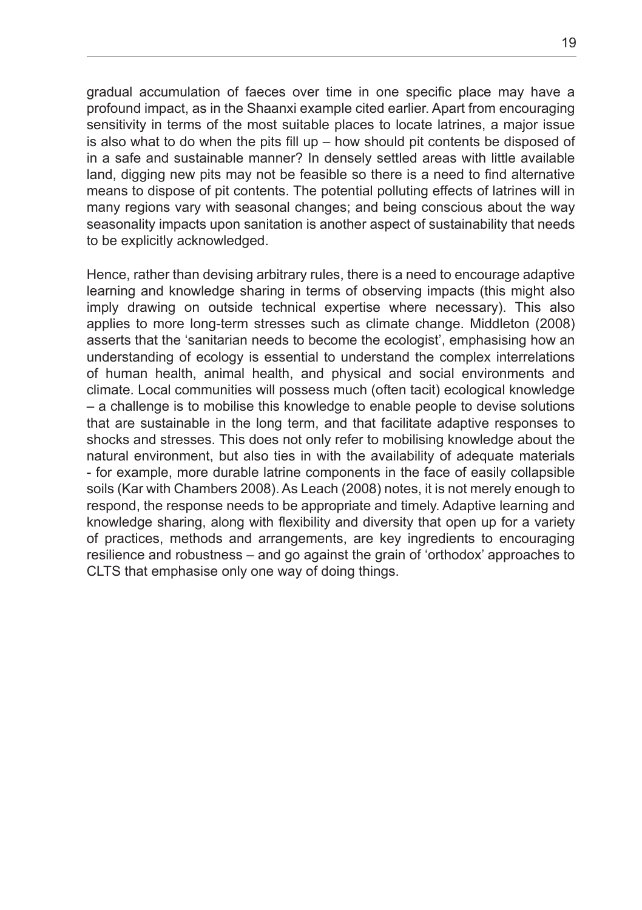gradual accumulation of faeces over time in one specific place may have a profound impact, as in the Shaanxi example cited earlier. Apart from encouraging sensitivity in terms of the most suitable places to locate latrines, a major issue is also what to do when the pits fill up – how should pit contents be disposed of in a safe and sustainable manner? In densely settled areas with little available land, digging new pits may not be feasible so there is a need to find alternative means to dispose of pit contents. The potential polluting effects of latrines will in many regions vary with seasonal changes; and being conscious about the way seasonality impacts upon sanitation is another aspect of sustainability that needs to be explicitly acknowledged.

Hence, rather than devising arbitrary rules, there is a need to encourage adaptive learning and knowledge sharing in terms of observing impacts (this might also imply drawing on outside technical expertise where necessary). This also applies to more long-term stresses such as climate change. Middleton (2008) asserts that the 'sanitarian needs to become the ecologist', emphasising how an understanding of ecology is essential to understand the complex interrelations of human health, animal health, and physical and social environments and climate. Local communities will possess much (often tacit) ecological knowledge – a challenge is to mobilise this knowledge to enable people to devise solutions that are sustainable in the long term, and that facilitate adaptive responses to shocks and stresses. This does not only refer to mobilising knowledge about the natural environment, but also ties in with the availability of adequate materials - for example, more durable latrine components in the face of easily collapsible soils (Kar with Chambers 2008). As Leach (2008) notes, it is not merely enough to respond, the response needs to be appropriate and timely. Adaptive learning and knowledge sharing, along with flexibility and diversity that open up for a variety of practices, methods and arrangements, are key ingredients to encouraging resilience and robustness – and go against the grain of 'orthodox' approaches to CLTS that emphasise only one way of doing things.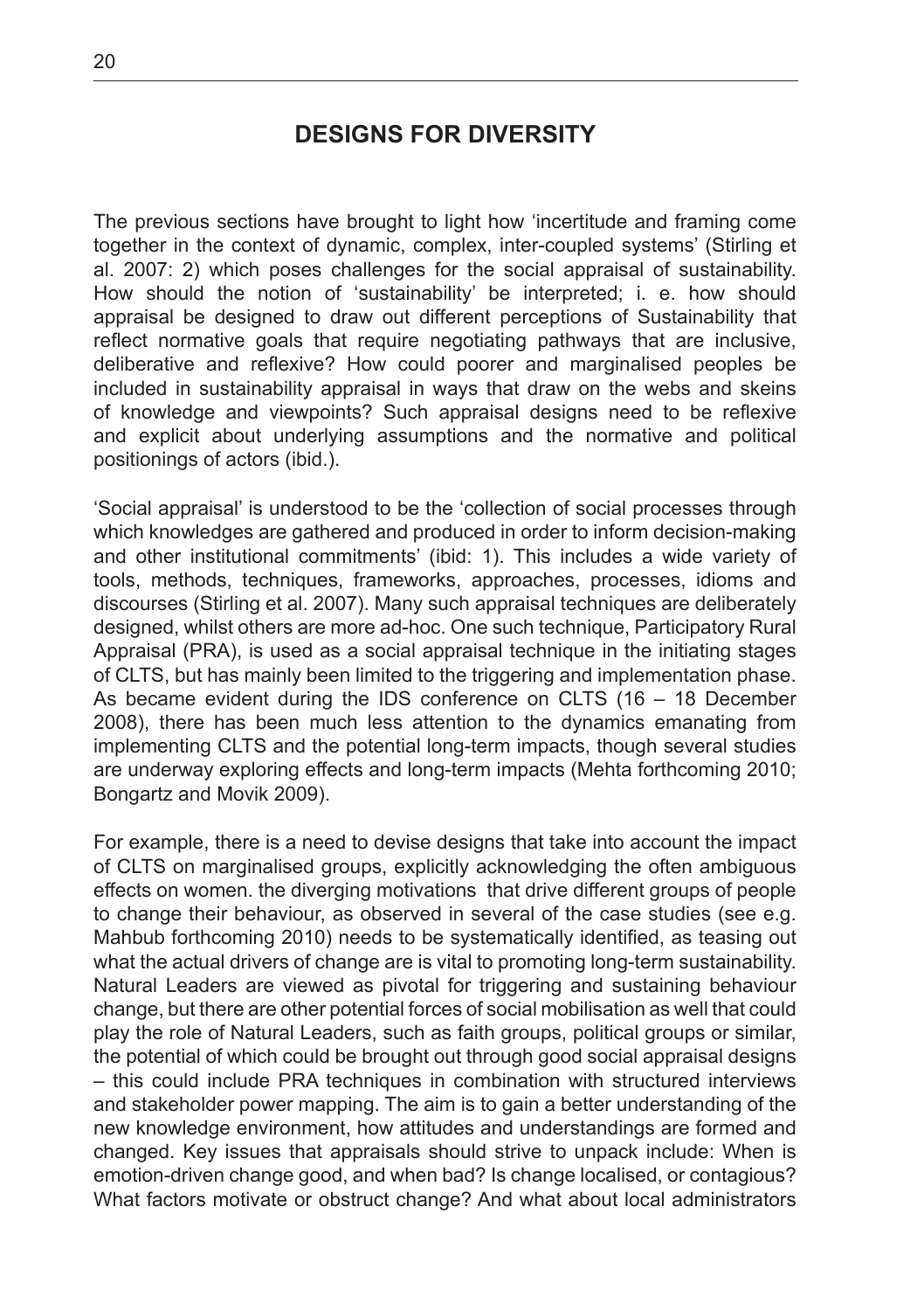## DESIGNS FOR DIVERSITY

The previous sections have brought to light how 'incertitude and framing come together in the context of dynamic, complex, inter-coupled systems' (Stirling et al. 2007: 2) which poses challenges for the social appraisal of sustainability. How should the notion of 'sustainability' be interpreted; i. e. how should appraisal be designed to draw out different perceptions of Sustainability that reflect normative goals that require negotiating pathways that are inclusive, deliberative and reflexive? How could poorer and marginalised peoples be included in sustainability appraisal in ways that draw on the webs and skeins of knowledge and viewpoints? Such appraisal designs need to be reflexive and explicit about underlying assumptions and the normative and political positionings of actors (ibid.).

'Social appraisal' is understood to be the 'collection of social processes through which knowledges are gathered and produced in order to inform decision-making and other institutional commitments' (ibid: 1). This includes a wide variety of tools, methods, techniques, frameworks, approaches, processes, idioms and discourses (Stirling et al. 2007). Many such appraisal techniques are deliberately designed, whilst others are more ad-hoc. One such technique, Participatory Rural Appraisal (PRA), is used as a social appraisal technique in the initiating stages of CLTS, but has mainly been limited to the triggering and implementation phase. As became evident during the IDS conference on CLTS (16 – 18 December 2008), there has been much less attention to the dynamics emanating from implementing CLTS and the potential long-term impacts, though several studies are underway exploring effects and long-term impacts (Mehta forthcoming 2010; Bongartz and Movik 2009).

For example, there is a need to devise designs that take into account the impact of CLTS on marginalised groups, explicitly acknowledging the often ambiguous effects on women. the diverging motivations that drive different groups of people to change their behaviour, as observed in several of the case studies (see e.g. Mahbub forthcoming 2010) needs to be systematically identified, as teasing out what the actual drivers of change are is vital to promoting long-term sustainability. Natural Leaders are viewed as pivotal for triggering and sustaining behaviour change, but there are other potential forces of social mobilisation as well that could play the role of Natural Leaders, such as faith groups, political groups or similar, the potential of which could be brought out through good social appraisal designs – this could include PRA techniques in combination with structured interviews and stakeholder power mapping. The aim is to gain a better understanding of the new knowledge environment, how attitudes and understandings are formed and changed. Key issues that appraisals should strive to unpack include: When is emotion-driven change good, and when bad? Is change localised, or contagious? What factors motivate or obstruct change? And what about local administrators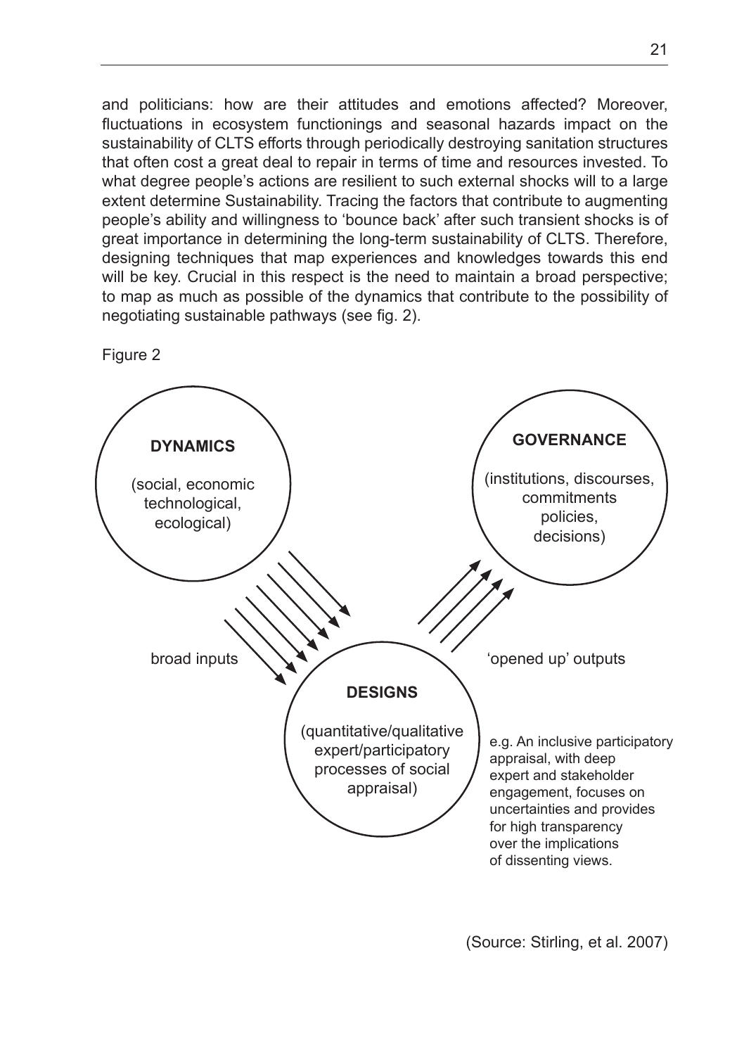and politicians: how are their attitudes and emotions affected? Moreover, fluctuations in ecosystem functionings and seasonal hazards impact on the sustainability of CLTS efforts through periodically destroying sanitation structures that often cost a great deal to repair in terms of time and resources invested. To what degree people's actions are resilient to such external shocks will to a large extent determine Sustainability. Tracing the factors that contribute to augmenting people's ability and willingness to 'bounce back' after such transient shocks is of great importance in determining the long-term sustainability of CLTS. Therefore, designing techniques that map experiences and knowledges towards this end will be key. Crucial in this respect is the need to maintain a broad perspective; to map as much as possible of the dynamics that contribute to the possibility of negotiating sustainable pathways (see fig. 2).

Figure 2

**DYNAMICS**

(social, economic technological, ecological)

**GOVERNANCE**

(institutions, discourses, commitments policies, decisions)

broad inputs

'opened up' outputs

**DESIGNS**

(quantitative/qualitative expert/participatory processes of social appraisal)

e.g. An inclusive participatory appraisal, with deep expert and stakeholder engagement, focuses on uncertainties and provides for high transparency over the implications of dissenting views.

(Source: Stirling, et al. 2007)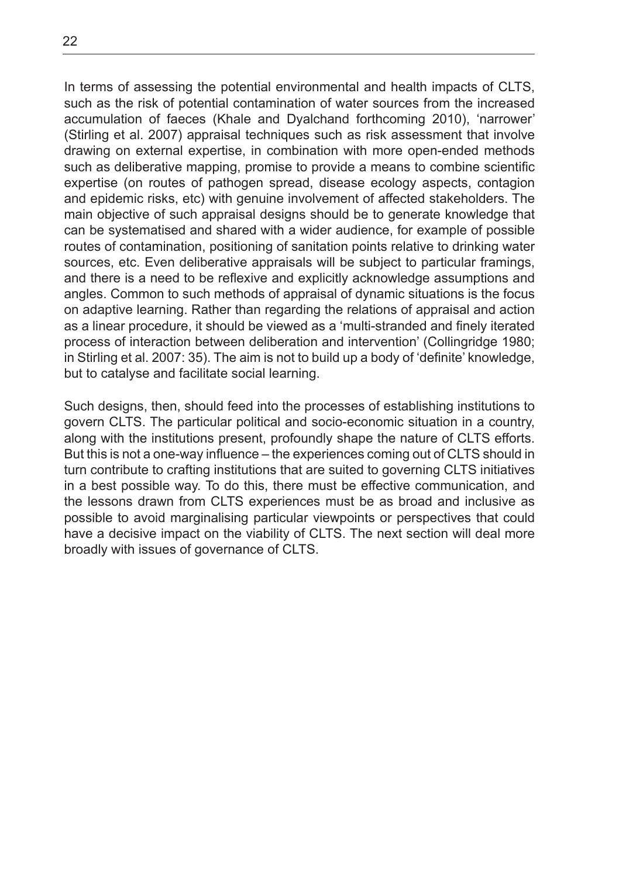In terms of assessing the potential environmental and health impacts of CLTS, such as the risk of potential contamination of water sources from the increased accumulation of faeces (Khale and Dyalchand forthcoming 2010), 'narrower' (Stirling et al. 2007) appraisal techniques such as risk assessment that involve drawing on external expertise, in combination with more open-ended methods such as deliberative mapping, promise to provide a means to combine scientific expertise (on routes of pathogen spread, disease ecology aspects, contagion and epidemic risks, etc) with genuine involvement of affected stakeholders. The main objective of such appraisal designs should be to generate knowledge that can be systematised and shared with a wider audience, for example of possible routes of contamination, positioning of sanitation points relative to drinking water sources, etc. Even deliberative appraisals will be subject to particular framings, and there is a need to be reflexive and explicitly acknowledge assumptions and angles. Common to such methods of appraisal of dynamic situations is the focus on adaptive learning. Rather than regarding the relations of appraisal and action as a linear procedure, it should be viewed as a 'multi-stranded and finely iterated process of interaction between deliberation and intervention' (Collingridge 1980; in Stirling et al. 2007: 35). The aim is not to build up a body of 'definite' knowledge, but to catalyse and facilitate social learning.

Such designs, then, should feed into the processes of establishing institutions to govern CLTS. The particular political and socio-economic situation in a country, along with the institutions present, profoundly shape the nature of CLTS efforts. But this is not a one-way influence – the experiences coming out of CLTS should in turn contribute to crafting institutions that are suited to governing CLTS initiatives in a best possible way. To do this, there must be effective communication, and the lessons drawn from CLTS experiences must be as broad and inclusive as possible to avoid marginalising particular viewpoints or perspectives that could have a decisive impact on the viability of CLTS. The next section will deal more broadly with issues of governance of CLTS.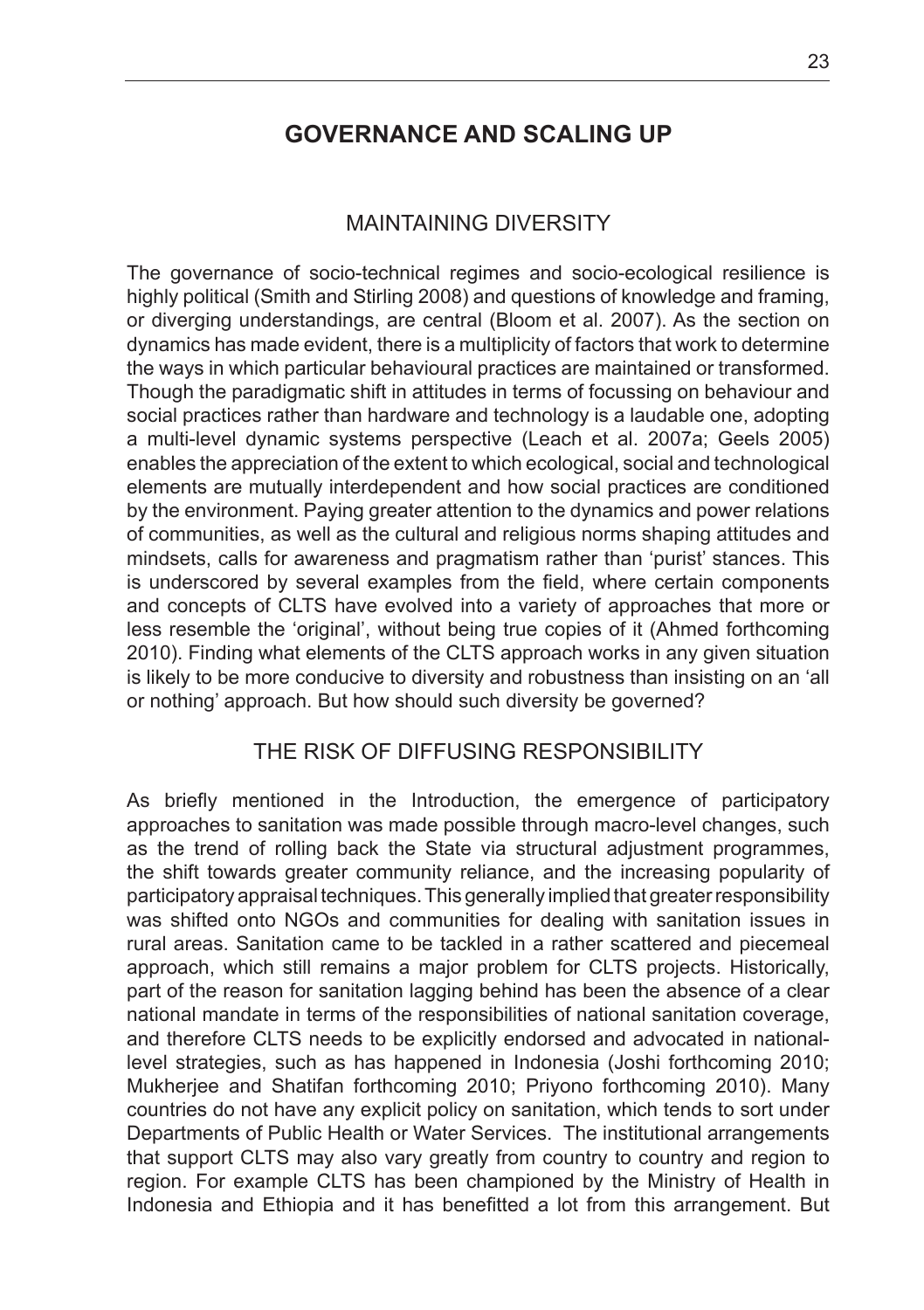# GOVERNANCE AND SCALING UP

## MAINTAINING DIVERSITY

The governance of socio-technical regimes and socio-ecological resilience is highly political (Smith and Stirling 2008) and questions of knowledge and framing, or diverging understandings, are central (Bloom et al. 2007). As the section on dynamics has made evident, there is a multiplicity of factors that work to determine the ways in which particular behavioural practices are maintained or transformed. Though the paradigmatic shift in attitudes in terms of focussing on behaviour and social practices rather than hardware and technology is a laudable one, adopting a multi-level dynamic systems perspective (Leach et al. 2007a; Geels 2005) enables the appreciation of the extent to which ecological, social and technological elements are mutually interdependent and how social practices are conditioned by the environment. Paying greater attention to the dynamics and power relations of communities, as well as the cultural and religious norms shaping attitudes and mindsets, calls for awareness and pragmatism rather than 'purist' stances. This is underscored by several examples from the field, where certain components and concepts of CLTS have evolved into a variety of approaches that more or less resemble the 'original', without being true copies of it (Ahmed forthcoming 2010). Finding what elements of the CLTS approach works in any given situation is likely to be more conducive to diversity and robustness than insisting on an 'all or nothing' approach. But how should such diversity be governed?

## THE RISK OF DIFFUSING RESPONSIBILITY

As briefly mentioned in the Introduction, the emergence of participatory approaches to sanitation was made possible through macro-level changes, such as the trend of rolling back the State via structural adjustment programmes, the shift towards greater community reliance, and the increasing popularity of participatory appraisal techniques. This generally implied that greater responsibility was shifted onto NGOs and communities for dealing with sanitation issues in rural areas. Sanitation came to be tackled in a rather scattered and piecemeal approach, which still remains a major problem for CLTS projects. Historically, part of the reason for sanitation lagging behind has been the absence of a clear national mandate in terms of the responsibilities of national sanitation coverage, and therefore CLTS needs to be explicitly endorsed and advocated in national-level strategies, such as has happened in Indonesia (Joshi forthcoming 2010; Mukherjee and Shatifan forthcoming 2010; Priyono forthcoming 2010). Many countries do not have any explicit policy on sanitation, which tends to sort under Departments of Public Health or Water Services. The institutional arrangements that support CLTS may also vary greatly from country to country and region to region. For example CLTS has been championed by the Ministry of Health in Indonesia and Ethiopia and it has benefitted a lot from this arrangement. But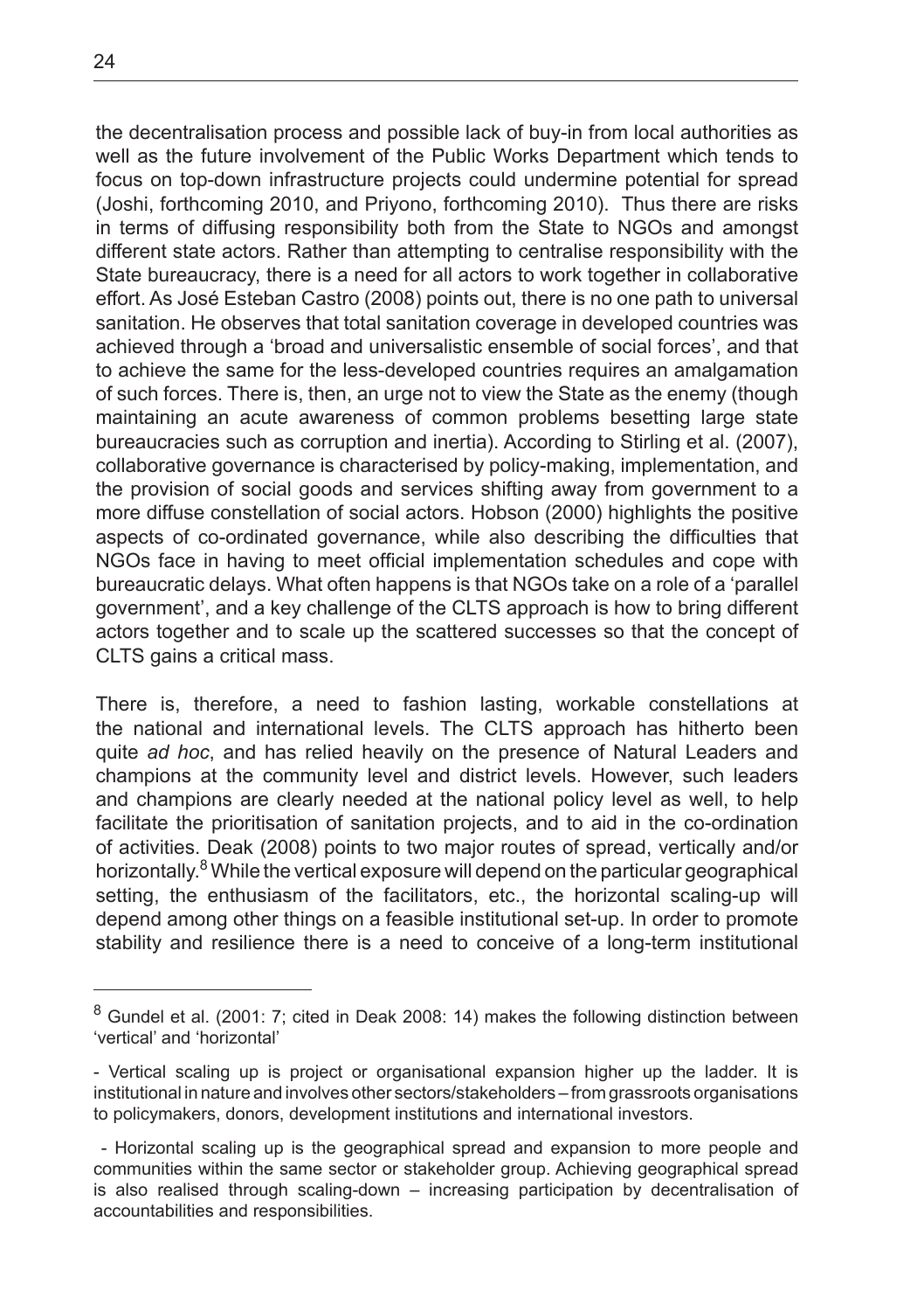the decentralisation process and possible lack of buy-in from local authorities as well as the future involvement of the Public Works Department which tends to focus on top-down infrastructure projects could undermine potential for spread (Joshi, forthcoming 2010, and Priyono, forthcoming 2010). Thus there are risks in terms of diffusing responsibility both from the State to NGOs and amongst different state actors. Rather than attempting to centralise responsibility with the State bureaucracy, there is a need for all actors to work together in collaborative effort. As José Esteban Castro (2008) points out, there is no one path to universal sanitation. He observes that total sanitation coverage in developed countries was achieved through a 'broad and universalistic ensemble of social forces', and that to achieve the same for the less-developed countries requires an amalgamation of such forces. There is, then, an urge not to view the State as the enemy (though maintaining an acute awareness of common problems besetting large state bureaucracies such as corruption and inertia). According to Stirling et al. (2007), collaborative governance is characterised by policy-making, implementation, and the provision of social goods and services shifting away from government to a more diffuse constellation of social actors. Hobson (2000) highlights the positive aspects of co-ordinated governance, while also describing the difficulties that NGOs face in having to meet official implementation schedules and cope with bureaucratic delays. What often happens is that NGOs take on a role of a 'parallel government', and a key challenge of the CLTS approach is how to bring different actors together and to scale up the scattered successes so that the concept of CLTS gains a critical mass.

There is, therefore, a need to fashion lasting, workable constellations at the national and international levels. The CLTS approach has hitherto been quite *ad hoc*, and has relied heavily on the presence of Natural Leaders and champions at the community level and district levels. However, such leaders and champions are clearly needed at the national policy level as well, to help facilitate the prioritisation of sanitation projects, and to aid in the co-ordination of activities. Deak (2008) points to two major routes of spread, vertically and/or horizontally.[8] While the vertical exposure will depend on the particular geographical setting, the enthusiasm of the facilitators, etc., the horizontal scaling-up will depend among other things on a feasible institutional set-up. In order to promote stability and resilience there is a need to conceive of a long-term institutional

---

[8] Gundel et al. (2001: 7; cited in Deak 2008: 14) makes the following distinction between 'vertical' and 'horizontal'

- Vertical scaling up is project or organisational expansion higher up the ladder. It is institutional in nature and involves other sectors/stakeholders – from grassroots organisations to policymakers, donors, development institutions and international investors.

- Horizontal scaling up is the geographical spread and expansion to more people and communities within the same sector or stakeholder group. Achieving geographical spread is also realised through scaling-down – increasing participation by decentralisation of accountabilities and responsibilities.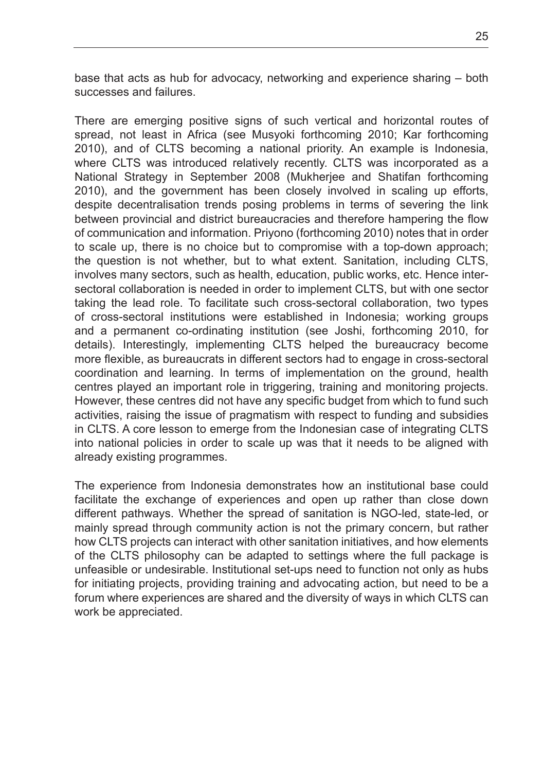base that acts as hub for advocacy, networking and experience sharing – both successes and failures.

There are emerging positive signs of such vertical and horizontal routes of spread, not least in Africa (see Musyoki forthcoming 2010; Kar forthcoming 2010), and of CLTS becoming a national priority. An example is Indonesia, where CLTS was introduced relatively recently. CLTS was incorporated as a National Strategy in September 2008 (Mukherjee and Shatifan forthcoming 2010), and the government has been closely involved in scaling up efforts, despite decentralisation trends posing problems in terms of severing the link between provincial and district bureaucracies and therefore hampering the flow of communication and information. Priyono (forthcoming 2010) notes that in order to scale up, there is no choice but to compromise with a top-down approach; the question is not whether, but to what extent. Sanitation, including CLTS, involves many sectors, such as health, education, public works, etc. Hence inter-sectoral collaboration is needed in order to implement CLTS, but with one sector taking the lead role. To facilitate such cross-sectoral collaboration, two types of cross-sectoral institutions were established in Indonesia; working groups and a permanent co-ordinating institution (see Joshi, forthcoming 2010, for details). Interestingly, implementing CLTS helped the bureaucracy become more flexible, as bureaucrats in different sectors had to engage in cross-sectoral coordination and learning. In terms of implementation on the ground, health centres played an important role in triggering, training and monitoring projects. However, these centres did not have any specific budget from which to fund such activities, raising the issue of pragmatism with respect to funding and subsidies in CLTS. A core lesson to emerge from the Indonesian case of integrating CLTS into national policies in order to scale up was that it needs to be aligned with already existing programmes.

The experience from Indonesia demonstrates how an institutional base could facilitate the exchange of experiences and open up rather than close down different pathways. Whether the spread of sanitation is NGO-led, state-led, or mainly spread through community action is not the primary concern, but rather how CLTS projects can interact with other sanitation initiatives, and how elements of the CLTS philosophy can be adapted to settings where the full package is unfeasible or undesirable. Institutional set-ups need to function not only as hubs for initiating projects, providing training and advocating action, but need to be a forum where experiences are shared and the diversity of ways in which CLTS can work be appreciated.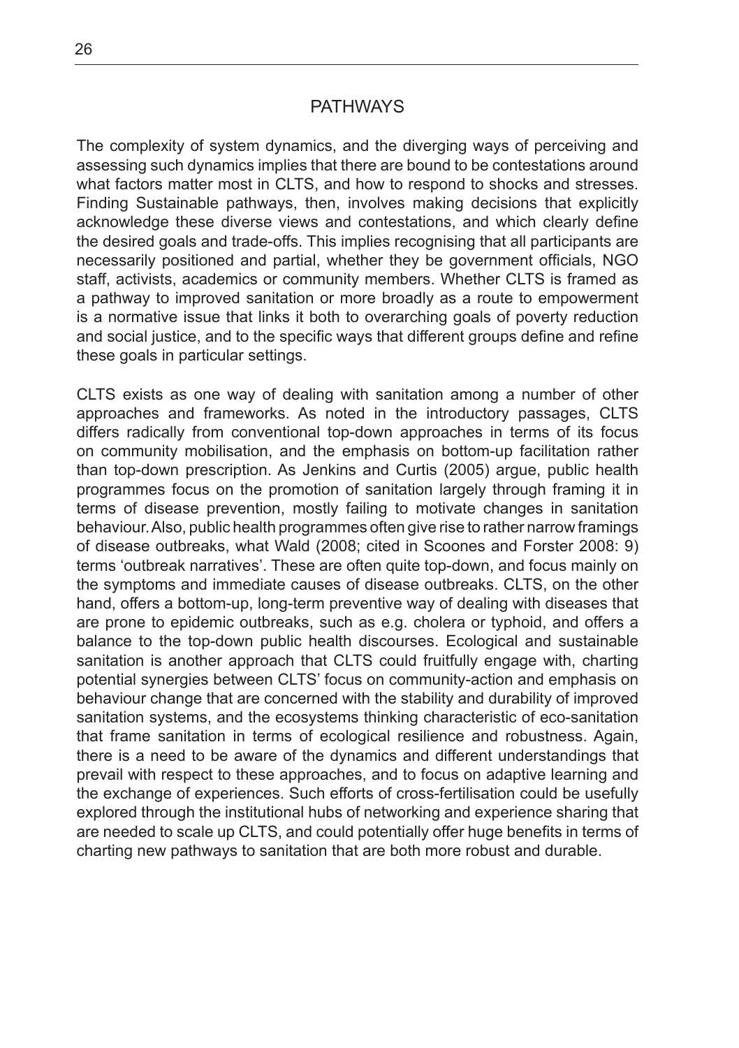## PATHWAYS

The complexity of system dynamics, and the diverging ways of perceiving and assessing such dynamics implies that there are bound to be contestations around what factors matter most in CLTS, and how to respond to shocks and stresses. Finding Sustainable pathways, then, involves making decisions that explicitly acknowledge these diverse views and contestations, and which clearly define the desired goals and trade-offs. This implies recognising that all participants are necessarily positioned and partial, whether they be government officials, NGO staff, activists, academics or community members. Whether CLTS is framed as a pathway to improved sanitation or more broadly as a route to empowerment is a normative issue that links it both to overarching goals of poverty reduction and social justice, and to the specific ways that different groups define and refine these goals in particular settings.

CLTS exists as one way of dealing with sanitation among a number of other approaches and frameworks. As noted in the introductory passages, CLTS differs radically from conventional top-down approaches in terms of its focus on community mobilisation, and the emphasis on bottom-up facilitation rather than top-down prescription. As Jenkins and Curtis (2005) argue, public health programmes focus on the promotion of sanitation largely through framing it in terms of disease prevention, mostly failing to motivate changes in sanitation behaviour. Also, public health programmes often give rise to rather narrow framings of disease outbreaks, what Wald (2008; cited in Scoones and Forster 2008: 9) terms 'outbreak narratives'. These are often quite top-down, and focus mainly on the symptoms and immediate causes of disease outbreaks. CLTS, on the other hand, offers a bottom-up, long-term preventive way of dealing with diseases that are prone to epidemic outbreaks, such as e.g. cholera or typhoid, and offers a balance to the top-down public health discourses. Ecological and sustainable sanitation is another approach that CLTS could fruitfully engage with, charting potential synergies between CLTS' focus on community-action and emphasis on behaviour change that are concerned with the stability and durability of improved sanitation systems, and the ecosystems thinking characteristic of eco-sanitation that frame sanitation in terms of ecological resilience and robustness. Again, there is a need to be aware of the dynamics and different understandings that prevail with respect to these approaches, and to focus on adaptive learning and the exchange of experiences. Such efforts of cross-fertilisation could be usefully explored through the institutional hubs of networking and experience sharing that are needed to scale up CLTS, and could potentially offer huge benefits in terms of charting new pathways to sanitation that are both more robust and durable.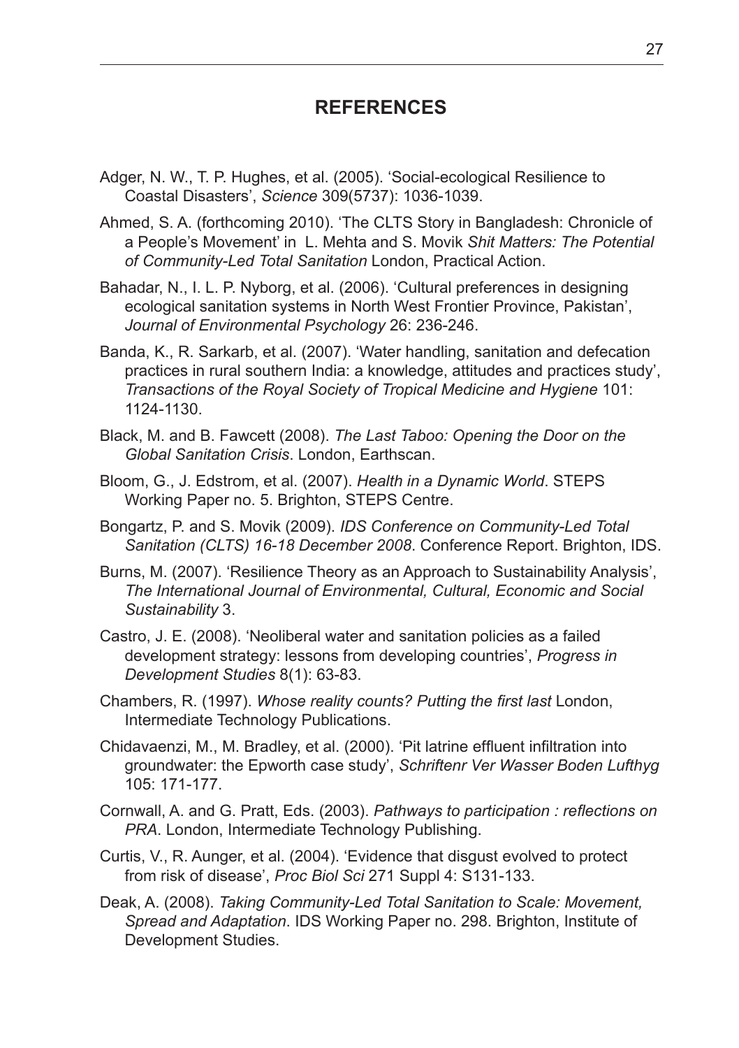## REFERENCES

Adger, N. W., T. P. Hughes, et al. (2005). 'Social-ecological Resilience to Coastal Disasters', *Science* 309(5737): 1036-1039.

Ahmed, S. A. (forthcoming 2010). 'The CLTS Story in Bangladesh: Chronicle of a People's Movement' in L. Mehta and S. Movik *Shit Matters: The Potential of Community-Led Total Sanitation* London, Practical Action.

Bahadar, N., I. L. P. Nyborg, et al. (2006). 'Cultural preferences in designing ecological sanitation systems in North West Frontier Province, Pakistan', *Journal of Environmental Psychology* 26: 236-246.

Banda, K., R. Sarkarb, et al. (2007). 'Water handling, sanitation and defecation practices in rural southern India: a knowledge, attitudes and practices study', *Transactions of the Royal Society of Tropical Medicine and Hygiene* 101: 1124-1130.

Black, M. and B. Fawcett (2008). *The Last Taboo: Opening the Door on the Global Sanitation Crisis*. London, Earthscan.

Bloom, G., J. Edstrom, et al. (2007). *Health in a Dynamic World*. STEPS Working Paper no. 5. Brighton, STEPS Centre.

Bongartz, P. and S. Movik (2009). *IDS Conference on Community-Led Total Sanitation (CLTS) 16-18 December 2008*. Conference Report. Brighton, IDS.

Burns, M. (2007). 'Resilience Theory as an Approach to Sustainability Analysis', *The International Journal of Environmental, Cultural, Economic and Social Sustainability* 3.

Castro, J. E. (2008). 'Neoliberal water and sanitation policies as a failed development strategy: lessons from developing countries', *Progress in Development Studies* 8(1): 63-83.

Chambers, R. (1997). *Whose reality counts? Putting the first last* London, Intermediate Technology Publications.

Chidavaenzi, M., M. Bradley, et al. (2000). 'Pit latrine effluent infiltration into groundwater: the Epworth case study', *Schriftenr Ver Wasser Boden Lufthyg* 105: 171-177.

Cornwall, A. and G. Pratt, Eds. (2003). *Pathways to participation : reflections on PRA*. London, Intermediate Technology Publishing.

Curtis, V., R. Aunger, et al. (2004). 'Evidence that disgust evolved to protect from risk of disease', *Proc Biol Sci* 271 Suppl 4: S131-133.

Deak, A. (2008). *Taking Community-Led Total Sanitation to Scale: Movement, Spread and Adaptation*. IDS Working Paper no. 298. Brighton, Institute of Development Studies.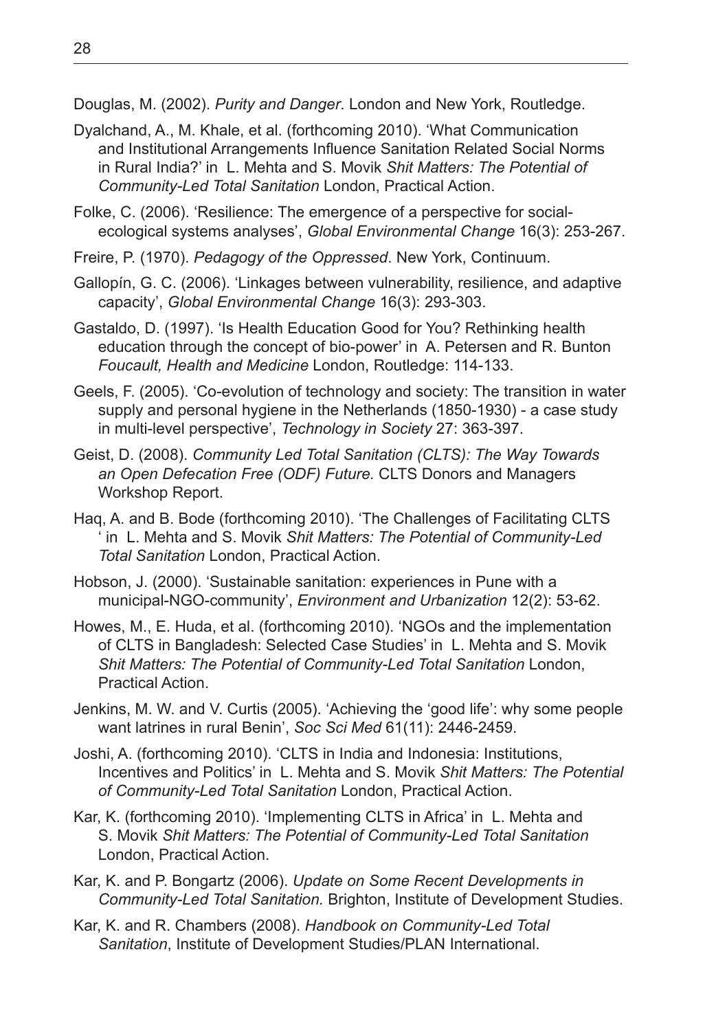Douglas, M. (2002). *Purity and Danger*. London and New York, Routledge.

Dyalchand, A., M. Khale, et al. (forthcoming 2010). 'What Communication and Institutional Arrangements Influence Sanitation Related Social Norms in Rural India?' in L. Mehta and S. Movik *Shit Matters: The Potential of Community-Led Total Sanitation* London, Practical Action.

Folke, C. (2006). 'Resilience: The emergence of a perspective for social-ecological systems analyses', *Global Environmental Change* 16(3): 253-267.

Freire, P. (1970). *Pedagogy of the Oppressed*. New York, Continuum.

Gallopín, G. C. (2006). 'Linkages between vulnerability, resilience, and adaptive capacity', *Global Environmental Change* 16(3): 293-303.

Gastaldo, D. (1997). 'Is Health Education Good for You? Rethinking health education through the concept of bio-power' in A. Petersen and R. Bunton *Foucault, Health and Medicine* London, Routledge: 114-133.

Geels, F. (2005). 'Co-evolution of technology and society: The transition in water supply and personal hygiene in the Netherlands (1850-1930) - a case study in multi-level perspective', *Technology in Society* 27: 363-397.

Geist, D. (2008). *Community Led Total Sanitation (CLTS): The Way Towards an Open Defecation Free (ODF) Future.* CLTS Donors and Managers Workshop Report.

Haq, A. and B. Bode (forthcoming 2010). 'The Challenges of Facilitating CLTS ' in L. Mehta and S. Movik *Shit Matters: The Potential of Community-Led Total Sanitation* London, Practical Action.

Hobson, J. (2000). 'Sustainable sanitation: experiences in Pune with a municipal-NGO-community', *Environment and Urbanization* 12(2): 53-62.

Howes, M., E. Huda, et al. (forthcoming 2010). 'NGOs and the implementation of CLTS in Bangladesh: Selected Case Studies' in L. Mehta and S. Movik *Shit Matters: The Potential of Community-Led Total Sanitation* London, Practical Action.

Jenkins, M. W. and V. Curtis (2005). 'Achieving the 'good life': why some people want latrines in rural Benin', *Soc Sci Med* 61(11): 2446-2459.

Joshi, A. (forthcoming 2010). 'CLTS in India and Indonesia: Institutions, Incentives and Politics' in L. Mehta and S. Movik *Shit Matters: The Potential of Community-Led Total Sanitation* London, Practical Action.

Kar, K. (forthcoming 2010). 'Implementing CLTS in Africa' in L. Mehta and S. Movik *Shit Matters: The Potential of Community-Led Total Sanitation* London, Practical Action.

Kar, K. and P. Bongartz (2006). *Update on Some Recent Developments in Community-Led Total Sanitation.* Brighton, Institute of Development Studies.

Kar, K. and R. Chambers (2008). *Handbook on Community-Led Total Sanitation*, Institute of Development Studies/PLAN International.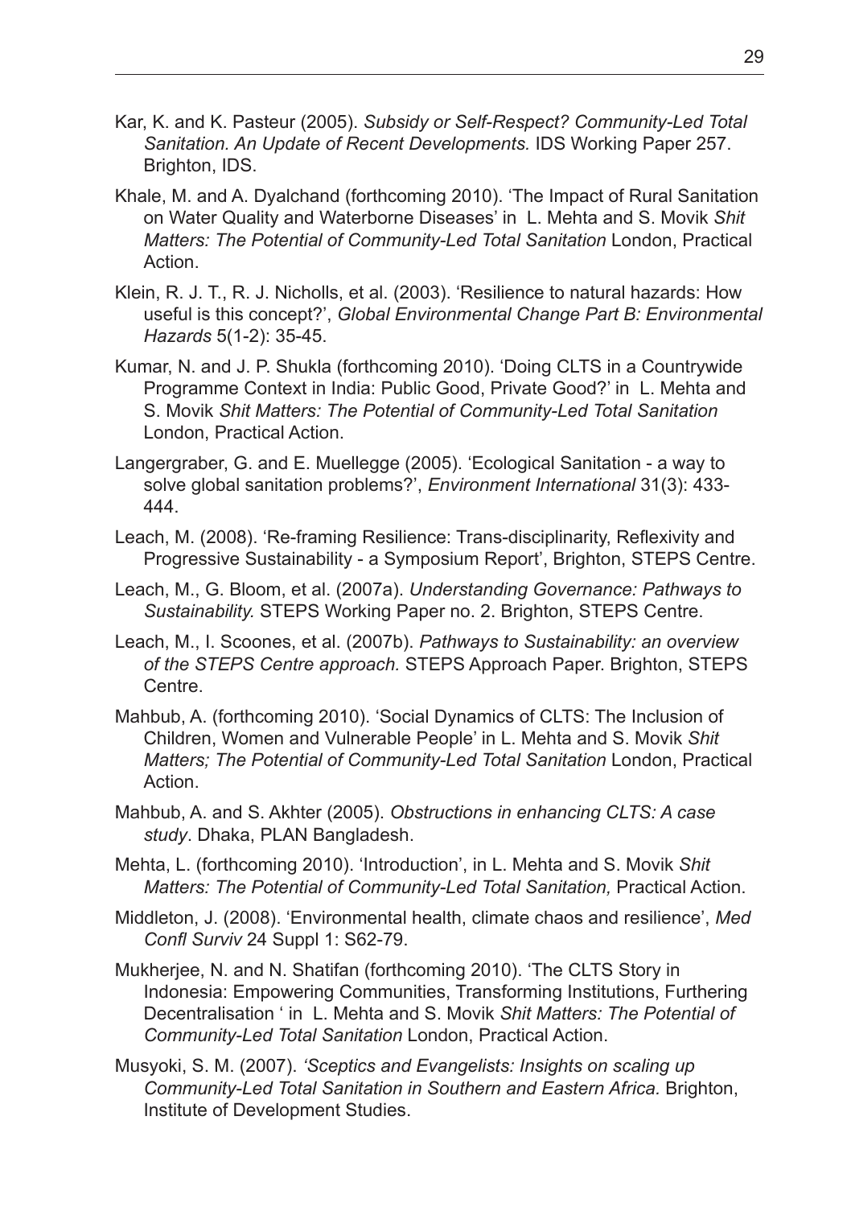Kar, K. and K. Pasteur (2005). *Subsidy or Self-Respect? Community-Led Total Sanitation. An Update of Recent Developments.* IDS Working Paper 257. Brighton, IDS.

Khale, M. and A. Dyalchand (forthcoming 2010). 'The Impact of Rural Sanitation on Water Quality and Waterborne Diseases' in L. Mehta and S. Movik *Shit Matters: The Potential of Community-Led Total Sanitation* London, Practical Action.

Klein, R. J. T., R. J. Nicholls, et al. (2003). 'Resilience to natural hazards: How useful is this concept?', *Global Environmental Change Part B: Environmental Hazards* 5(1-2): 35-45.

Kumar, N. and J. P. Shukla (forthcoming 2010). 'Doing CLTS in a Countrywide Programme Context in India: Public Good, Private Good?' in L. Mehta and S. Movik *Shit Matters: The Potential of Community-Led Total Sanitation* London, Practical Action.

Langergraber, G. and E. Muellegge (2005). 'Ecological Sanitation - a way to solve global sanitation problems?', *Environment International* 31(3): 433-444.

Leach, M. (2008). 'Re-framing Resilience: Trans-disciplinarity, Reflexivity and Progressive Sustainability - a Symposium Report', Brighton, STEPS Centre.

Leach, M., G. Bloom, et al. (2007a). *Understanding Governance: Pathways to Sustainability.* STEPS Working Paper no. 2. Brighton, STEPS Centre.

Leach, M., I. Scoones, et al. (2007b). *Pathways to Sustainability: an overview of the STEPS Centre approach.* STEPS Approach Paper. Brighton, STEPS Centre.

Mahbub, A. (forthcoming 2010). 'Social Dynamics of CLTS: The Inclusion of Children, Women and Vulnerable People' in L. Mehta and S. Movik *Shit Matters; The Potential of Community-Led Total Sanitation* London, Practical Action.

Mahbub, A. and S. Akhter (2005). *Obstructions in enhancing CLTS: A case study*. Dhaka, PLAN Bangladesh.

Mehta, L. (forthcoming 2010). 'Introduction', in L. Mehta and S. Movik *Shit Matters: The Potential of Community-Led Total Sanitation,* Practical Action.

Middleton, J. (2008). 'Environmental health, climate chaos and resilience', *Med Confl Surviv* 24 Suppl 1: S62-79.

Mukherjee, N. and N. Shatifan (forthcoming 2010). 'The CLTS Story in Indonesia: Empowering Communities, Transforming Institutions, Furthering Decentralisation ' in L. Mehta and S. Movik *Shit Matters: The Potential of Community-Led Total Sanitation* London, Practical Action.

Musyoki, S. M. (2007). *'Sceptics and Evangelists: Insights on scaling up Community-Led Total Sanitation in Southern and Eastern Africa.* Brighton, Institute of Development Studies.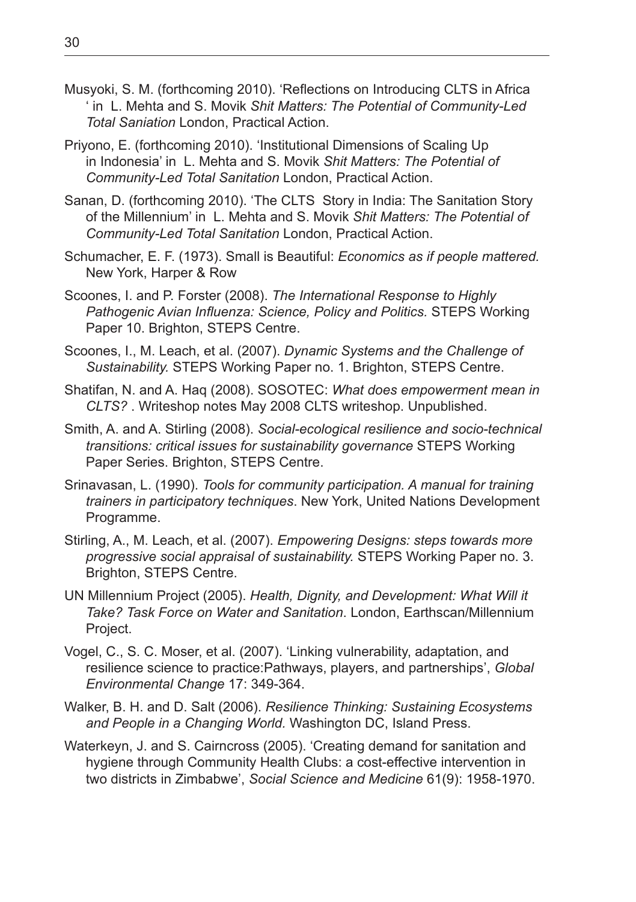Musyoki, S. M. (forthcoming 2010). 'Reflections on Introducing CLTS in Africa ' in L. Mehta and S. Movik *Shit Matters: The Potential of Community-Led Total Saniation* London, Practical Action.

Priyono, E. (forthcoming 2010). 'Institutional Dimensions of Scaling Up in Indonesia' in L. Mehta and S. Movik *Shit Matters: The Potential of Community-Led Total Sanitation* London, Practical Action.

Sanan, D. (forthcoming 2010). 'The CLTS Story in India: The Sanitation Story of the Millennium' in L. Mehta and S. Movik *Shit Matters: The Potential of Community-Led Total Sanitation* London, Practical Action.

Schumacher, E. F. (1973). Small is Beautiful: *Economics as if people mattered.* New York, Harper & Row

Scoones, I. and P. Forster (2008). *The International Response to Highly Pathogenic Avian Influenza: Science, Policy and Politics.* STEPS Working Paper 10. Brighton, STEPS Centre.

Scoones, I., M. Leach, et al. (2007). *Dynamic Systems and the Challenge of Sustainability.* STEPS Working Paper no. 1. Brighton, STEPS Centre.

Shatifan, N. and A. Haq (2008). SOSOTEC: *What does empowerment mean in CLTS?* . Writeshop notes May 2008 CLTS writeshop. Unpublished.

Smith, A. and A. Stirling (2008). *Social-ecological resilience and socio-technical transitions: critical issues for sustainability governance* STEPS Working Paper Series. Brighton, STEPS Centre.

Srinavasan, L. (1990). *Tools for community participation. A manual for training trainers in participatory techniques*. New York, United Nations Development Programme.

Stirling, A., M. Leach, et al. (2007). *Empowering Designs: steps towards more progressive social appraisal of sustainability.* STEPS Working Paper no. 3. Brighton, STEPS Centre.

UN Millennium Project (2005). *Health, Dignity, and Development: What Will it Take? Task Force on Water and Sanitation*. London, Earthscan/Millennium Project.

Vogel, C., S. C. Moser, et al. (2007). 'Linking vulnerability, adaptation, and resilience science to practice:Pathways, players, and partnerships', *Global Environmental Change* 17: 349-364.

Walker, B. H. and D. Salt (2006). *Resilience Thinking: Sustaining Ecosystems and People in a Changing World*. Washington DC, Island Press.

Waterkeyn, J. and S. Cairncross (2005). 'Creating demand for sanitation and hygiene through Community Health Clubs: a cost-effective intervention in two districts in Zimbabwe', *Social Science and Medicine* 61(9): 1958-1970.